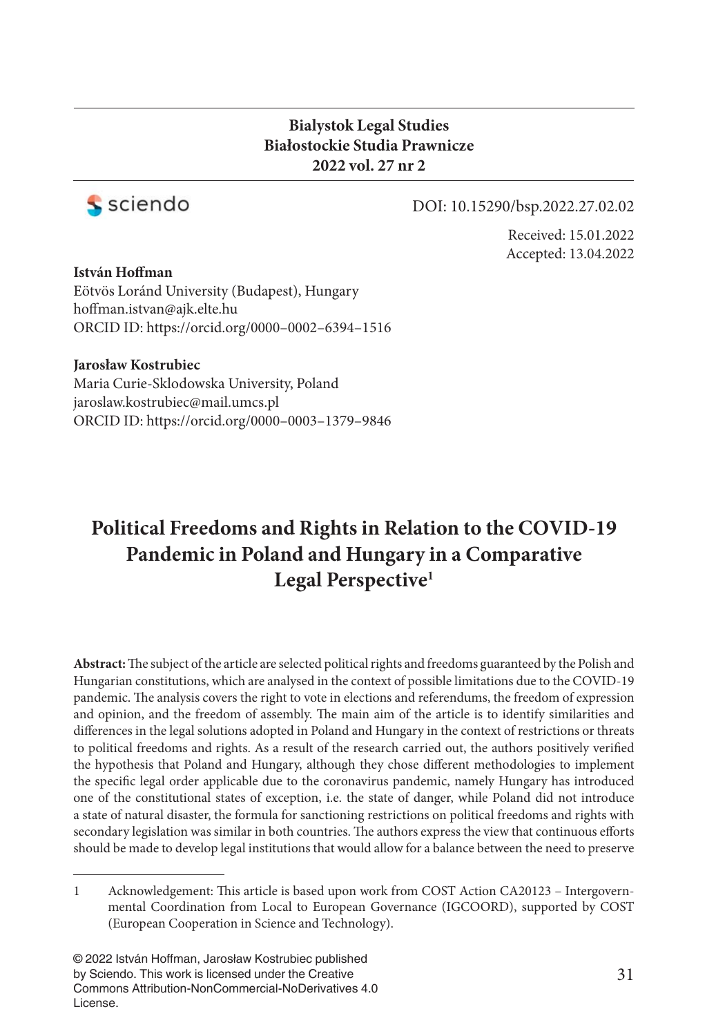**Bialystok Legal Studies**
**Białostockie Studia Prawnicze**
**2022 vol. 27 nr 2**

sciendo

DOI: 10.15290/bsp.2022.27.02.02

Received: 15.01.2022
Accepted: 13.04.2022

**István Hoffman**
Eötvös Loránd University (Budapest), Hungary
hoffman.istvan@ajk.elte.hu
ORCID ID: https://orcid.org/0000–0002–6394–1516

**Jarosław Kostrubiec**
Maria Curie-Sklodowska University, Poland
jaroslaw.kostrubiec@mail.umcs.pl
ORCID ID: https://orcid.org/0000–0003–1379–9846

# Political Freedoms and Rights in Relation to the COVID-19 Pandemic in Poland and Hungary in a Comparative Legal Perspective[1]

**Abstract:** The subject of the article are selected political rights and freedoms guaranteed by the Polish and Hungarian constitutions, which are analysed in the context of possible limitations due to the COVID-19 pandemic. The analysis covers the right to vote in elections and referendums, the freedom of expression and opinion, and the freedom of assembly. The main aim of the article is to identify similarities and differences in the legal solutions adopted in Poland and Hungary in the context of restrictions or threats to political freedoms and rights. As a result of the research carried out, the authors positively verified the hypothesis that Poland and Hungary, although they chose different methodologies to implement the specific legal order applicable due to the coronavirus pandemic, namely Hungary has introduced one of the constitutional states of exception, i.e. the state of danger, while Poland did not introduce a state of natural disaster, the formula for sanctioning restrictions on political freedoms and rights with secondary legislation was similar in both countries. The authors express the view that continuous efforts should be made to develop legal institutions that would allow for a balance between the need to preserve

1 Acknowledgement: This article is based upon work from COST Action CA20123 – Intergovernmental Coordination from Local to European Governance (IGCOORD), supported by COST (European Cooperation in Science and Technology).

© 2022 István Hoffman, Jarosław Kostrubiec published by Sciendo. This work is licensed under the Creative Commons Attribution-NonCommercial-NoDerivatives 4.0 License.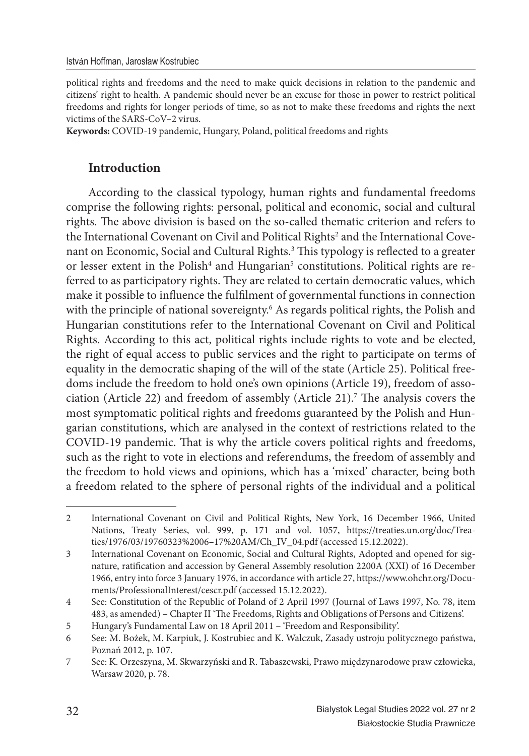political rights and freedoms and the need to make quick decisions in relation to the pandemic and citizens' right to health. A pandemic should never be an excuse for those in power to restrict political freedoms and rights for longer periods of time, so as not to make these freedoms and rights the next victims of the SARS-CoV–2 virus.

**Keywords:** COVID-19 pandemic, Hungary, Poland, political freedoms and rights

## Introduction

According to the classical typology, human rights and fundamental freedoms comprise the following rights: personal, political and economic, social and cultural rights. The above division is based on the so-called thematic criterion and refers to the International Covenant on Civil and Political Rights[2] and the International Covenant on Economic, Social and Cultural Rights.[3] This typology is reflected to a greater or lesser extent in the Polish[4] and Hungarian[5] constitutions. Political rights are referred to as participatory rights. They are related to certain democratic values, which make it possible to influence the fulfilment of governmental functions in connection with the principle of national sovereignty.[6] As regards political rights, the Polish and Hungarian constitutions refer to the International Covenant on Civil and Political Rights. According to this act, political rights include rights to vote and be elected, the right of equal access to public services and the right to participate on terms of equality in the democratic shaping of the will of the state (Article 25). Political freedoms include the freedom to hold one's own opinions (Article 19), freedom of association (Article 22) and freedom of assembly (Article 21).[7] The analysis covers the most symptomatic political rights and freedoms guaranteed by the Polish and Hungarian constitutions, which are analysed in the context of restrictions related to the COVID-19 pandemic. That is why the article covers political rights and freedoms, such as the right to vote in elections and referendums, the freedom of assembly and the freedom to hold views and opinions, which has a 'mixed' character, being both a freedom related to the sphere of personal rights of the individual and a political

---

2 International Covenant on Civil and Political Rights, New York, 16 December 1966, United Nations, Treaty Series, vol. 999, p. 171 and vol. 1057, https://treaties.un.org/doc/Treaties/1976/03/19760323%2006–17%20AM/Ch_IV_04.pdf (accessed 15.12.2022).

3 International Covenant on Economic, Social and Cultural Rights, Adopted and opened for signature, ratification and accession by General Assembly resolution 2200A (XXI) of 16 December 1966, entry into force 3 January 1976, in accordance with article 27, https://www.ohchr.org/Documents/ProfessionalInterest/cescr.pdf (accessed 15.12.2022).

4 See: Constitution of the Republic of Poland of 2 April 1997 (Journal of Laws 1997, No. 78, item 483, as amended) – Chapter II 'The Freedoms, Rights and Obligations of Persons and Citizens'.

5 Hungary's Fundamental Law on 18 April 2011 – 'Freedom and Responsibility'.

6 See: M. Bożek, M. Karpiuk, J. Kostrubiec and K. Walczuk, Zasady ustroju politycznego państwa, Poznań 2012, p. 107.

7 See: K. Orzeszyna, M. Skwarzyński and R. Tabaszewski, Prawo międzynarodowe praw człowieka, Warsaw 2020, p. 78.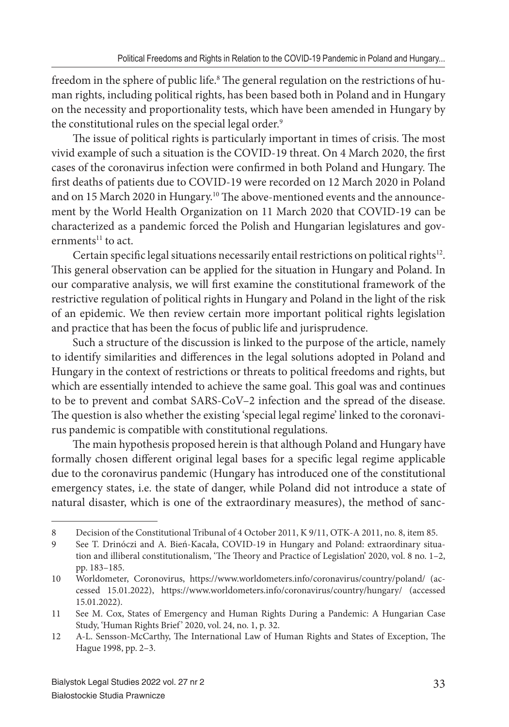freedom in the sphere of public life.[8] The general regulation on the restrictions of human rights, including political rights, has been based both in Poland and in Hungary on the necessity and proportionality tests, which have been amended in Hungary by the constitutional rules on the special legal order.[9]

The issue of political rights is particularly important in times of crisis. The most vivid example of such a situation is the COVID-19 threat. On 4 March 2020, the first cases of the coronavirus infection were confirmed in both Poland and Hungary. The first deaths of patients due to COVID-19 were recorded on 12 March 2020 in Poland and on 15 March 2020 in Hungary.[10] The above-mentioned events and the announcement by the World Health Organization on 11 March 2020 that COVID-19 can be characterized as a pandemic forced the Polish and Hungarian legislatures and governments[11] to act.

Certain specific legal situations necessarily entail restrictions on political rights[12]. This general observation can be applied for the situation in Hungary and Poland. In our comparative analysis, we will first examine the constitutional framework of the restrictive regulation of political rights in Hungary and Poland in the light of the risk of an epidemic. We then review certain more important political rights legislation and practice that has been the focus of public life and jurisprudence.

Such a structure of the discussion is linked to the purpose of the article, namely to identify similarities and differences in the legal solutions adopted in Poland and Hungary in the context of restrictions or threats to political freedoms and rights, but which are essentially intended to achieve the same goal. This goal was and continues to be to prevent and combat SARS-CoV–2 infection and the spread of the disease. The question is also whether the existing 'special legal regime' linked to the coronavirus pandemic is compatible with constitutional regulations.

The main hypothesis proposed herein is that although Poland and Hungary have formally chosen different original legal bases for a specific legal regime applicable due to the coronavirus pandemic (Hungary has introduced one of the constitutional emergency states, i.e. the state of danger, while Poland did not introduce a state of natural disaster, which is one of the extraordinary measures), the method of sanc-

---

8 Decision of the Constitutional Tribunal of 4 October 2011, K 9/11, OTK-A 2011, no. 8, item 85.

9 See T. Drinóczi and A. Bień-Kacała, COVID-19 in Hungary and Poland: extraordinary situation and illiberal constitutionalism, 'The Theory and Practice of Legislation' 2020, vol. 8 no. 1–2, pp. 183–185.

10 Worldometer, Coronovirus, https://www.worldometers.info/coronavirus/country/poland/ (accessed 15.01.2022), https://www.worldometers.info/coronavirus/country/hungary/ (accessed 15.01.2022).

11 See M. Cox, States of Emergency and Human Rights During a Pandemic: A Hungarian Case Study, 'Human Rights Brief' 2020, vol. 24, no. 1, p. 32.

12 A-L. Sensson-McCarthy, The International Law of Human Rights and States of Exception, The Hague 1998, pp. 2–3.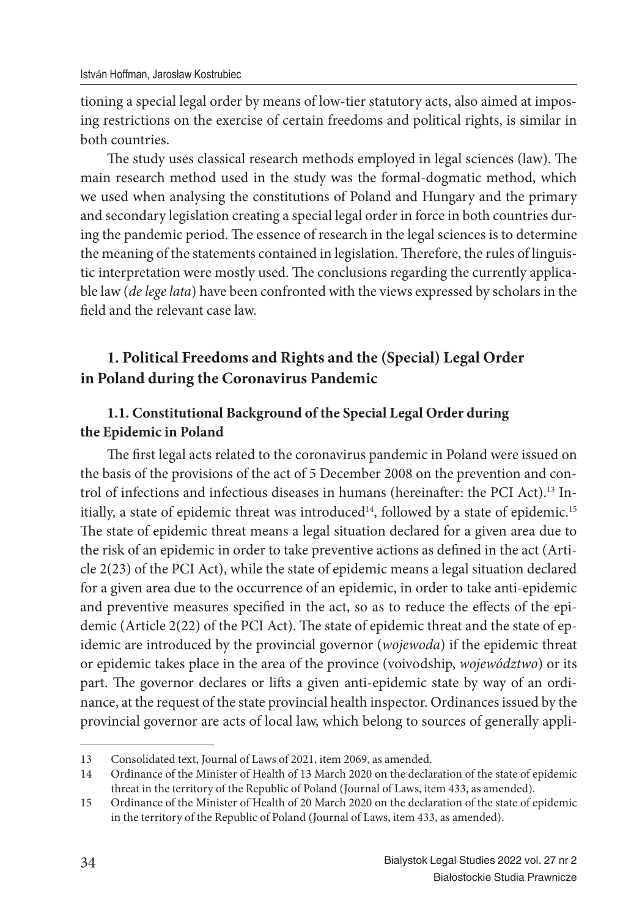tioning a special legal order by means of low-tier statutory acts, also aimed at imposing restrictions on the exercise of certain freedoms and political rights, is similar in both countries.

The study uses classical research methods employed in legal sciences (law). The main research method used in the study was the formal-dogmatic method, which we used when analysing the constitutions of Poland and Hungary and the primary and secondary legislation creating a special legal order in force in both countries during the pandemic period. The essence of research in the legal sciences is to determine the meaning of the statements contained in legislation. Therefore, the rules of linguistic interpretation were mostly used. The conclusions regarding the currently applicable law (*de lege lata*) have been confronted with the views expressed by scholars in the field and the relevant case law.

## 1. Political Freedoms and Rights and the (Special) Legal Order in Poland during the Coronavirus Pandemic

### 1.1. Constitutional Background of the Special Legal Order during the Epidemic in Poland

The first legal acts related to the coronavirus pandemic in Poland were issued on the basis of the provisions of the act of 5 December 2008 on the prevention and control of infections and infectious diseases in humans (hereinafter: the PCI Act).[13] Initially, a state of epidemic threat was introduced[14], followed by a state of epidemic.[15] The state of epidemic threat means a legal situation declared for a given area due to the risk of an epidemic in order to take preventive actions as defined in the act (Article 2(23) of the PCI Act), while the state of epidemic means a legal situation declared for a given area due to the occurrence of an epidemic, in order to take anti-epidemic and preventive measures specified in the act, so as to reduce the effects of the epidemic (Article 2(22) of the PCI Act). The state of epidemic threat and the state of epidemic are introduced by the provincial governor (*wojewoda*) if the epidemic threat or epidemic takes place in the area of the province (voivodship, *województwo*) or its part. The governor declares or lifts a given anti-epidemic state by way of an ordinance, at the request of the state provincial health inspector. Ordinances issued by the provincial governor are acts of local law, which belong to sources of generally appli-

---

13 Consolidated text, Journal of Laws of 2021, item 2069, as amended.

14 Ordinance of the Minister of Health of 13 March 2020 on the declaration of the state of epidemic threat in the territory of the Republic of Poland (Journal of Laws, item 433, as amended).

15 Ordinance of the Minister of Health of 20 March 2020 on the declaration of the state of epidemic in the territory of the Republic of Poland (Journal of Laws, item 433, as amended).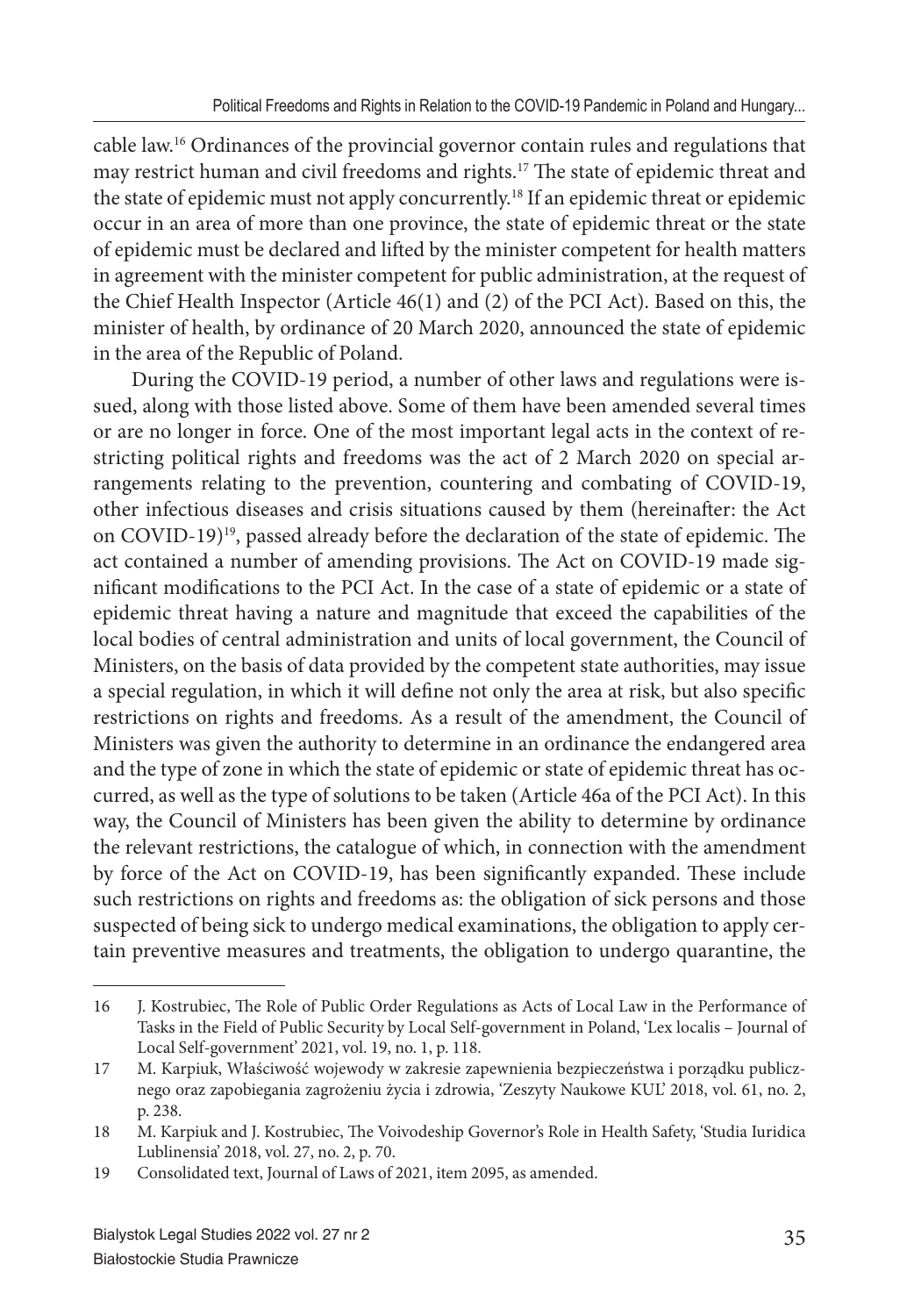cable law.[16] Ordinances of the provincial governor contain rules and regulations that may restrict human and civil freedoms and rights.[17] The state of epidemic threat and the state of epidemic must not apply concurrently.[18] If an epidemic threat or epidemic occur in an area of more than one province, the state of epidemic threat or the state of epidemic must be declared and lifted by the minister competent for health matters in agreement with the minister competent for public administration, at the request of the Chief Health Inspector (Article 46(1) and (2) of the PCI Act). Based on this, the minister of health, by ordinance of 20 March 2020, announced the state of epidemic in the area of the Republic of Poland.

During the COVID-19 period, a number of other laws and regulations were issued, along with those listed above. Some of them have been amended several times or are no longer in force. One of the most important legal acts in the context of restricting political rights and freedoms was the act of 2 March 2020 on special arrangements relating to the prevention, countering and combating of COVID-19, other infectious diseases and crisis situations caused by them (hereinafter: the Act on COVID-19)[19], passed already before the declaration of the state of epidemic. The act contained a number of amending provisions. The Act on COVID-19 made significant modifications to the PCI Act. In the case of a state of epidemic or a state of epidemic threat having a nature and magnitude that exceed the capabilities of the local bodies of central administration and units of local government, the Council of Ministers, on the basis of data provided by the competent state authorities, may issue a special regulation, in which it will define not only the area at risk, but also specific restrictions on rights and freedoms. As a result of the amendment, the Council of Ministers was given the authority to determine in an ordinance the endangered area and the type of zone in which the state of epidemic or state of epidemic threat has occurred, as well as the type of solutions to be taken (Article 46a of the PCI Act). In this way, the Council of Ministers has been given the ability to determine by ordinance the relevant restrictions, the catalogue of which, in connection with the amendment by force of the Act on COVID-19, has been significantly expanded. These include such restrictions on rights and freedoms as: the obligation of sick persons and those suspected of being sick to undergo medical examinations, the obligation to apply certain preventive measures and treatments, the obligation to undergo quarantine, the

---

16 J. Kostrubiec, The Role of Public Order Regulations as Acts of Local Law in the Performance of Tasks in the Field of Public Security by Local Self-government in Poland, 'Lex localis – Journal of Local Self-government' 2021, vol. 19, no. 1, p. 118.

17 M. Karpiuk, Właściwość wojewody w zakresie zapewnienia bezpieczeństwa i porządku publicznego oraz zapobiegania zagrożeniu życia i zdrowia, 'Zeszyty Naukowe KUL' 2018, vol. 61, no. 2, p. 238.

18 M. Karpiuk and J. Kostrubiec, The Voivodeship Governor's Role in Health Safety, 'Studia Iuridica Lublinensia' 2018, vol. 27, no. 2, p. 70.

19 Consolidated text, Journal of Laws of 2021, item 2095, as amended.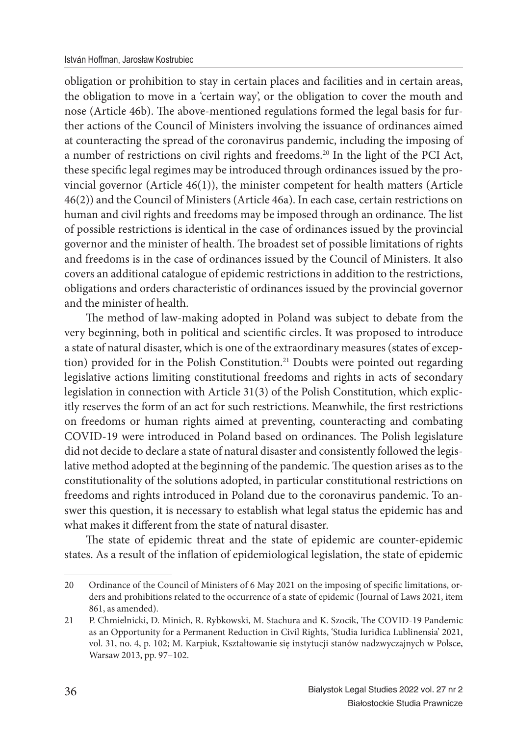obligation or prohibition to stay in certain places and facilities and in certain areas, the obligation to move in a 'certain way', or the obligation to cover the mouth and nose (Article 46b). The above-mentioned regulations formed the legal basis for further actions of the Council of Ministers involving the issuance of ordinances aimed at counteracting the spread of the coronavirus pandemic, including the imposing of a number of restrictions on civil rights and freedoms.[20] In the light of the PCI Act, these specific legal regimes may be introduced through ordinances issued by the provincial governor (Article 46(1)), the minister competent for health matters (Article 46(2)) and the Council of Ministers (Article 46a). In each case, certain restrictions on human and civil rights and freedoms may be imposed through an ordinance. The list of possible restrictions is identical in the case of ordinances issued by the provincial governor and the minister of health. The broadest set of possible limitations of rights and freedoms is in the case of ordinances issued by the Council of Ministers. It also covers an additional catalogue of epidemic restrictions in addition to the restrictions, obligations and orders characteristic of ordinances issued by the provincial governor and the minister of health.

The method of law-making adopted in Poland was subject to debate from the very beginning, both in political and scientific circles. It was proposed to introduce a state of natural disaster, which is one of the extraordinary measures (states of exception) provided for in the Polish Constitution.[21] Doubts were pointed out regarding legislative actions limiting constitutional freedoms and rights in acts of secondary legislation in connection with Article 31(3) of the Polish Constitution, which explicitly reserves the form of an act for such restrictions. Meanwhile, the first restrictions on freedoms or human rights aimed at preventing, counteracting and combating COVID-19 were introduced in Poland based on ordinances. The Polish legislature did not decide to declare a state of natural disaster and consistently followed the legislative method adopted at the beginning of the pandemic. The question arises as to the constitutionality of the solutions adopted, in particular constitutional restrictions on freedoms and rights introduced in Poland due to the coronavirus pandemic. To answer this question, it is necessary to establish what legal status the epidemic has and what makes it different from the state of natural disaster.

The state of epidemic threat and the state of epidemic are counter-epidemic states. As a result of the inflation of epidemiological legislation, the state of epidemic

---

20 Ordinance of the Council of Ministers of 6 May 2021 on the imposing of specific limitations, orders and prohibitions related to the occurrence of a state of epidemic (Journal of Laws 2021, item 861, as amended).

21 P. Chmielnicki, D. Minich, R. Rybkowski, M. Stachura and K. Szocik, The COVID-19 Pandemic as an Opportunity for a Permanent Reduction in Civil Rights, 'Studia Iuridica Lublinensia' 2021, vol. 31, no. 4, p. 102; M. Karpiuk, Kształtowanie się instytucji stanów nadzwyczajnych w Polsce, Warsaw 2013, pp. 97–102.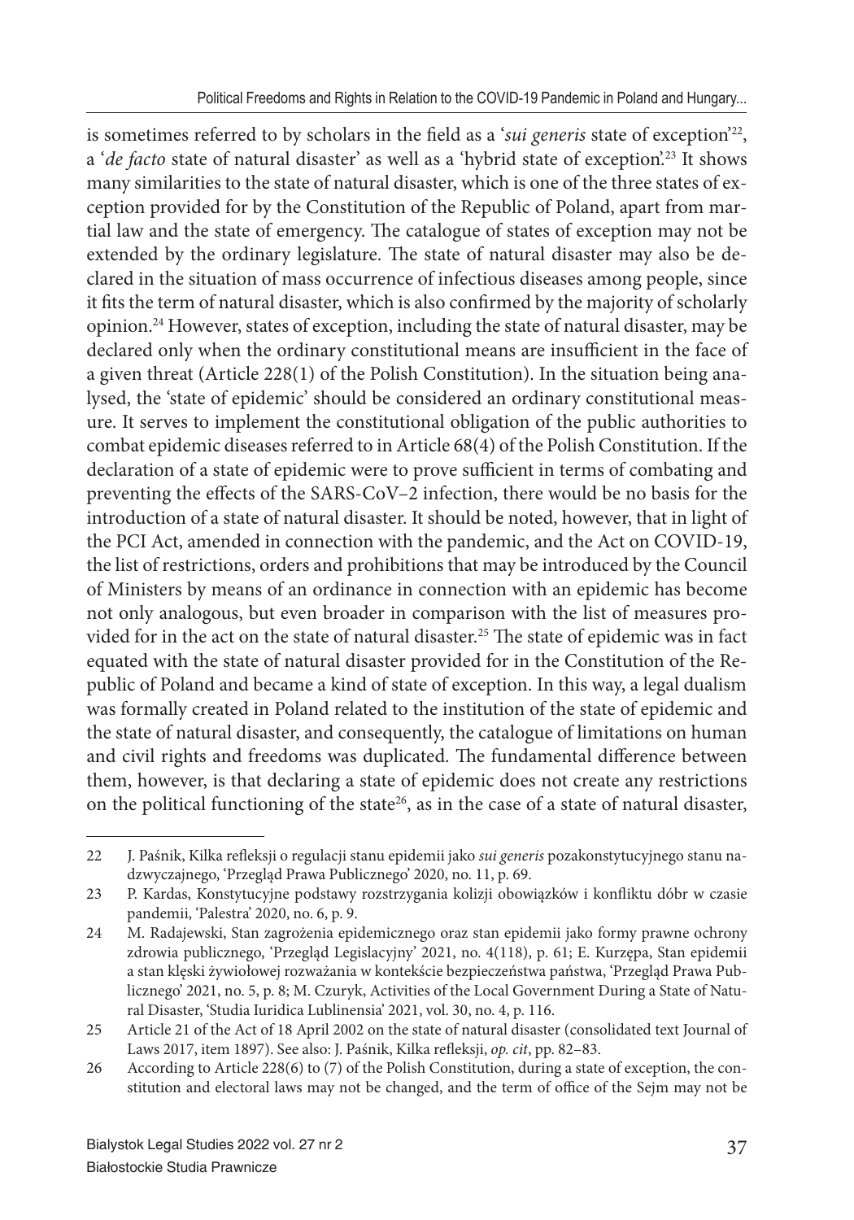is sometimes referred to by scholars in the field as a '*sui generis* state of exception'[22], a '*de facto* state of natural disaster' as well as a 'hybrid state of exception'.[23] It shows many similarities to the state of natural disaster, which is one of the three states of exception provided for by the Constitution of the Republic of Poland, apart from martial law and the state of emergency. The catalogue of states of exception may not be extended by the ordinary legislature. The state of natural disaster may also be declared in the situation of mass occurrence of infectious diseases among people, since it fits the term of natural disaster, which is also confirmed by the majority of scholarly opinion.[24] However, states of exception, including the state of natural disaster, may be declared only when the ordinary constitutional means are insufficient in the face of a given threat (Article 228(1) of the Polish Constitution). In the situation being analysed, the 'state of epidemic' should be considered an ordinary constitutional measure. It serves to implement the constitutional obligation of the public authorities to combat epidemic diseases referred to in Article 68(4) of the Polish Constitution. If the declaration of a state of epidemic were to prove sufficient in terms of combating and preventing the effects of the SARS-CoV–2 infection, there would be no basis for the introduction of a state of natural disaster. It should be noted, however, that in light of the PCI Act, amended in connection with the pandemic, and the Act on COVID-19, the list of restrictions, orders and prohibitions that may be introduced by the Council of Ministers by means of an ordinance in connection with an epidemic has become not only analogous, but even broader in comparison with the list of measures provided for in the act on the state of natural disaster.[25] The state of epidemic was in fact equated with the state of natural disaster provided for in the Constitution of the Republic of Poland and became a kind of state of exception. In this way, a legal dualism was formally created in Poland related to the institution of the state of epidemic and the state of natural disaster, and consequently, the catalogue of limitations on human and civil rights and freedoms was duplicated. The fundamental difference between them, however, is that declaring a state of epidemic does not create any restrictions on the political functioning of the state[26], as in the case of a state of natural disaster,

---

22 J. Paśnik, Kilka refleksji o regulacji stanu epidemii jako *sui generis* pozakonstytucyjnego stanu nadzwyczajnego, 'Przegląd Prawa Publicznego' 2020, no. 11, p. 69.

23 P. Kardas, Konstytucyjne podstawy rozstrzygania kolizji obowiązków i konfliktu dóbr w czasie pandemii, 'Palestra' 2020, no. 6, p. 9.

24 M. Radajewski, Stan zagrożenia epidemicznego oraz stan epidemii jako formy prawne ochrony zdrowia publicznego, 'Przegląd Legislacyjny' 2021, no. 4(118), p. 61; E. Kurzępa, Stan epidemii a stan klęski żywiołowej rozważania w kontekście bezpieczeństwa państwa, 'Przegląd Prawa Publicznego' 2021, no. 5, p. 8; M. Czuryk, Activities of the Local Government During a State of Natural Disaster, 'Studia Iuridica Lublinensia' 2021, vol. 30, no. 4, p. 116.

25 Article 21 of the Act of 18 April 2002 on the state of natural disaster (consolidated text Journal of Laws 2017, item 1897). See also: J. Paśnik, Kilka refleksji, *op. cit*, pp. 82–83.

26 According to Article 228(6) to (7) of the Polish Constitution, during a state of exception, the constitution and electoral laws may not be changed, and the term of office of the Sejm may not be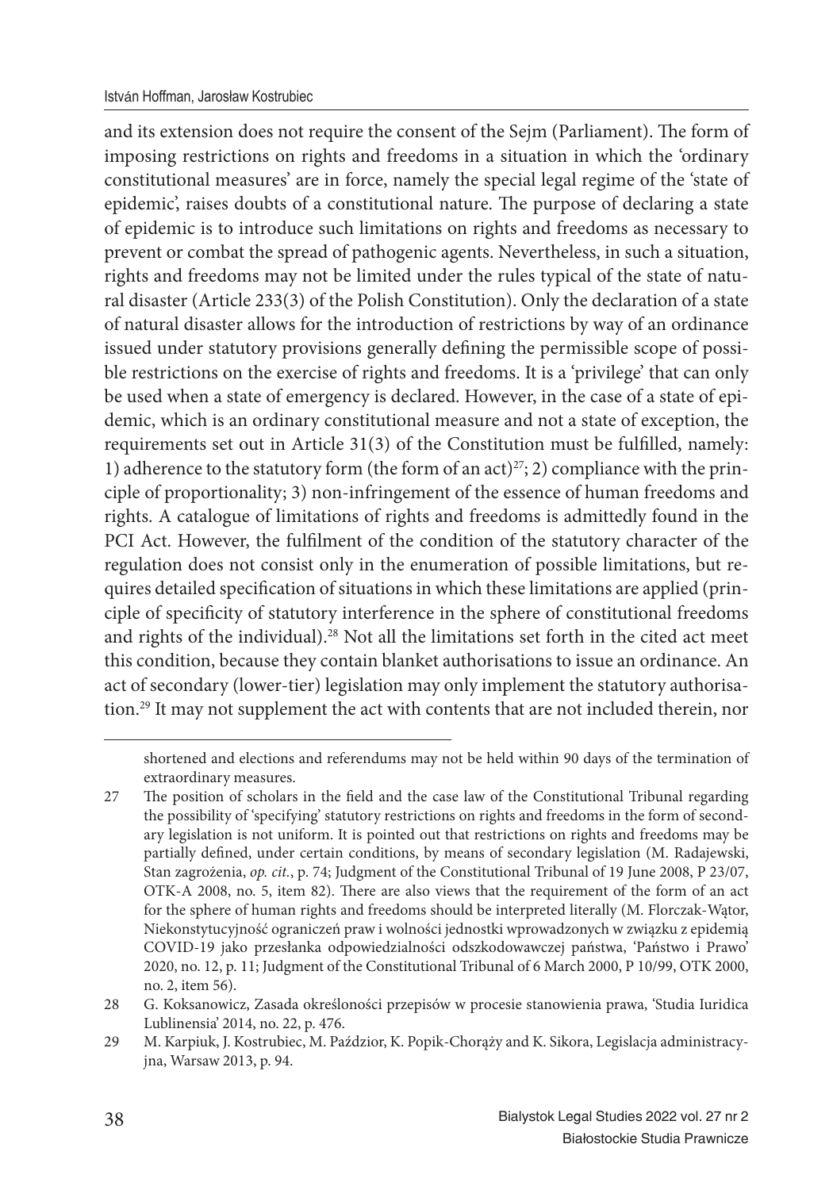and its extension does not require the consent of the Sejm (Parliament). The form of imposing restrictions on rights and freedoms in a situation in which the 'ordinary constitutional measures' are in force, namely the special legal regime of the 'state of epidemic', raises doubts of a constitutional nature. The purpose of declaring a state of epidemic is to introduce such limitations on rights and freedoms as necessary to prevent or combat the spread of pathogenic agents. Nevertheless, in such a situation, rights and freedoms may not be limited under the rules typical of the state of natural disaster (Article 233(3) of the Polish Constitution). Only the declaration of a state of natural disaster allows for the introduction of restrictions by way of an ordinance issued under statutory provisions generally defining the permissible scope of possible restrictions on the exercise of rights and freedoms. It is a 'privilege' that can only be used when a state of emergency is declared. However, in the case of a state of epidemic, which is an ordinary constitutional measure and not a state of exception, the requirements set out in Article 31(3) of the Constitution must be fulfilled, namely: 1) adherence to the statutory form (the form of an act)[27]; 2) compliance with the principle of proportionality; 3) non-infringement of the essence of human freedoms and rights. A catalogue of limitations of rights and freedoms is admittedly found in the PCI Act. However, the fulfilment of the condition of the statutory character of the regulation does not consist only in the enumeration of possible limitations, but requires detailed specification of situations in which these limitations are applied (principle of specificity of statutory interference in the sphere of constitutional freedoms and rights of the individual).[28] Not all the limitations set forth in the cited act meet this condition, because they contain blanket authorisations to issue an ordinance. An act of secondary (lower-tier) legislation may only implement the statutory authorisation.[29] It may not supplement the act with contents that are not included therein, nor

---

shortened and elections and referendums may not be held within 90 days of the termination of extraordinary measures.

27 The position of scholars in the field and the case law of the Constitutional Tribunal regarding the possibility of 'specifying' statutory restrictions on rights and freedoms in the form of secondary legislation is not uniform. It is pointed out that restrictions on rights and freedoms may be partially defined, under certain conditions, by means of secondary legislation (M. Radajewski, Stan zagrożenia, *op. cit.*, p. 74; Judgment of the Constitutional Tribunal of 19 June 2008, P 23/07, OTK-A 2008, no. 5, item 82). There are also views that the requirement of the form of an act for the sphere of human rights and freedoms should be interpreted literally (M. Florczak-Wątor, Niekonstytucyjność ograniczeń praw i wolności jednostki wprowadzonych w związku z epidemią COVID-19 jako przesłanka odpowiedzialności odszkodowawczej państwa, 'Państwo i Prawo' 2020, no. 12, p. 11; Judgment of the Constitutional Tribunal of 6 March 2000, P 10/99, OTK 2000, no. 2, item 56).

28 G. Koksanowicz, Zasada określoności przepisów w procesie stanowienia prawa, 'Studia Iuridica Lublinensia' 2014, no. 22, p. 476.

29 M. Karpiuk, J. Kostrubiec, M. Paździor, K. Popik-Chorąży and K. Sikora, Legislacja administracyjna, Warsaw 2013, p. 94.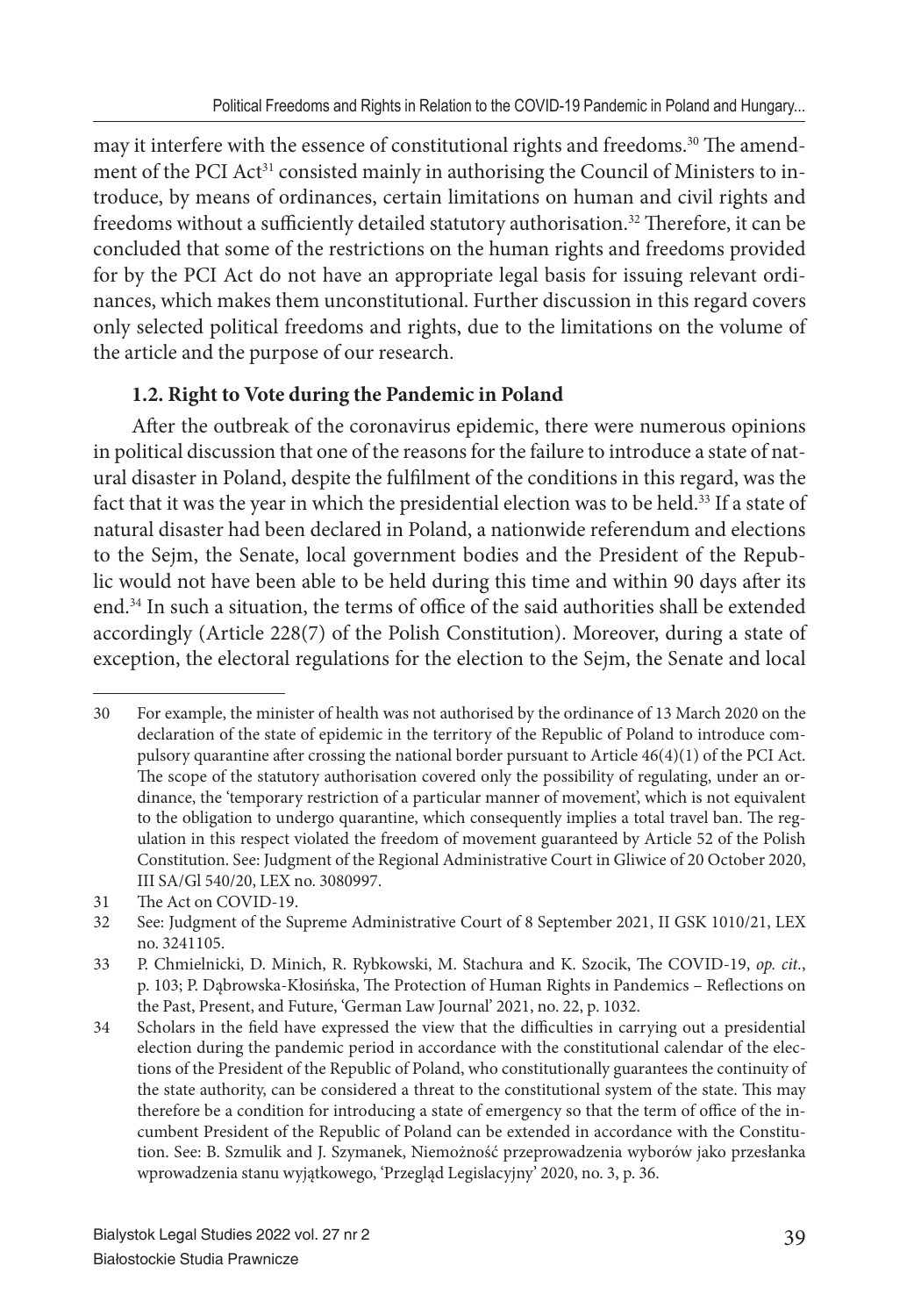may it interfere with the essence of constitutional rights and freedoms.[30] The amendment of the PCI Act[31] consisted mainly in authorising the Council of Ministers to introduce, by means of ordinances, certain limitations on human and civil rights and freedoms without a sufficiently detailed statutory authorisation.[32] Therefore, it can be concluded that some of the restrictions on the human rights and freedoms provided for by the PCI Act do not have an appropriate legal basis for issuing relevant ordinances, which makes them unconstitutional. Further discussion in this regard covers only selected political freedoms and rights, due to the limitations on the volume of the article and the purpose of our research.

### 1.2. Right to Vote during the Pandemic in Poland

After the outbreak of the coronavirus epidemic, there were numerous opinions in political discussion that one of the reasons for the failure to introduce a state of natural disaster in Poland, despite the fulfilment of the conditions in this regard, was the fact that it was the year in which the presidential election was to be held.[33] If a state of natural disaster had been declared in Poland, a nationwide referendum and elections to the Sejm, the Senate, local government bodies and the President of the Republic would not have been able to be held during this time and within 90 days after its end.[34] In such a situation, the terms of office of the said authorities shall be extended accordingly (Article 228(7) of the Polish Constitution). Moreover, during a state of exception, the electoral regulations for the election to the Sejm, the Senate and local

---

30 For example, the minister of health was not authorised by the ordinance of 13 March 2020 on the declaration of the state of epidemic in the territory of the Republic of Poland to introduce compulsory quarantine after crossing the national border pursuant to Article 46(4)(1) of the PCI Act. The scope of the statutory authorisation covered only the possibility of regulating, under an ordinance, the 'temporary restriction of a particular manner of movement', which is not equivalent to the obligation to undergo quarantine, which consequently implies a total travel ban. The regulation in this respect violated the freedom of movement guaranteed by Article 52 of the Polish Constitution. See: Judgment of the Regional Administrative Court in Gliwice of 20 October 2020, III SA/Gl 540/20, LEX no. 3080997.

31 The Act on COVID-19.

32 See: Judgment of the Supreme Administrative Court of 8 September 2021, II GSK 1010/21, LEX no. 3241105.

33 P. Chmielnicki, D. Minich, R. Rybkowski, M. Stachura and K. Szocik, The COVID-19, *op. cit.*, p. 103; P. Dąbrowska-Kłosińska, The Protection of Human Rights in Pandemics – Reflections on the Past, Present, and Future, 'German Law Journal' 2021, no. 22, p. 1032.

34 Scholars in the field have expressed the view that the difficulties in carrying out a presidential election during the pandemic period in accordance with the constitutional calendar of the elections of the President of the Republic of Poland, who constitutionally guarantees the continuity of the state authority, can be considered a threat to the constitutional system of the state. This may therefore be a condition for introducing a state of emergency so that the term of office of the incumbent President of the Republic of Poland can be extended in accordance with the Constitution. See: B. Szmulik and J. Szymanek, Niemożność przeprowadzenia wyborów jako przesłanka wprowadzenia stanu wyjątkowego, 'Przegląd Legislacyjny' 2020, no. 3, p. 36.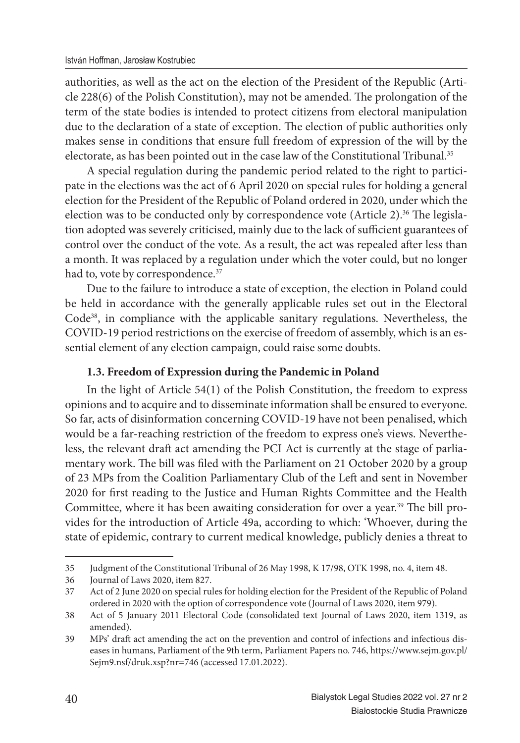authorities, as well as the act on the election of the President of the Republic (Article 228(6) of the Polish Constitution), may not be amended. The prolongation of the term of the state bodies is intended to protect citizens from electoral manipulation due to the declaration of a state of exception. The election of public authorities only makes sense in conditions that ensure full freedom of expression of the will by the electorate, as has been pointed out in the case law of the Constitutional Tribunal.[35]

A special regulation during the pandemic period related to the right to participate in the elections was the act of 6 April 2020 on special rules for holding a general election for the President of the Republic of Poland ordered in 2020, under which the election was to be conducted only by correspondence vote (Article 2).[36] The legislation adopted was severely criticised, mainly due to the lack of sufficient guarantees of control over the conduct of the vote. As a result, the act was repealed after less than a month. It was replaced by a regulation under which the voter could, but no longer had to, vote by correspondence.[37]

Due to the failure to introduce a state of exception, the election in Poland could be held in accordance with the generally applicable rules set out in the Electoral Code[38], in compliance with the applicable sanitary regulations. Nevertheless, the COVID-19 period restrictions on the exercise of freedom of assembly, which is an essential element of any election campaign, could raise some doubts.

### 1.3. Freedom of Expression during the Pandemic in Poland

In the light of Article 54(1) of the Polish Constitution, the freedom to express opinions and to acquire and to disseminate information shall be ensured to everyone. So far, acts of disinformation concerning COVID-19 have not been penalised, which would be a far-reaching restriction of the freedom to express one's views. Nevertheless, the relevant draft act amending the PCI Act is currently at the stage of parliamentary work. The bill was filed with the Parliament on 21 October 2020 by a group of 23 MPs from the Coalition Parliamentary Club of the Left and sent in November 2020 for first reading to the Justice and Human Rights Committee and the Health Committee, where it has been awaiting consideration for over a year.[39] The bill provides for the introduction of Article 49a, according to which: 'Whoever, during the state of epidemic, contrary to current medical knowledge, publicly denies a threat to

---

35 Judgment of the Constitutional Tribunal of 26 May 1998, K 17/98, OTK 1998, no. 4, item 48.

36 Journal of Laws 2020, item 827.

37 Act of 2 June 2020 on special rules for holding election for the President of the Republic of Poland ordered in 2020 with the option of correspondence vote (Journal of Laws 2020, item 979).

38 Act of 5 January 2011 Electoral Code (consolidated text Journal of Laws 2020, item 1319, as amended).

39 MPs' draft act amending the act on the prevention and control of infections and infectious diseases in humans, Parliament of the 9th term, Parliament Papers no. 746, https://www.sejm.gov.pl/Sejm9.nsf/druk.xsp?nr=746 (accessed 17.01.2022).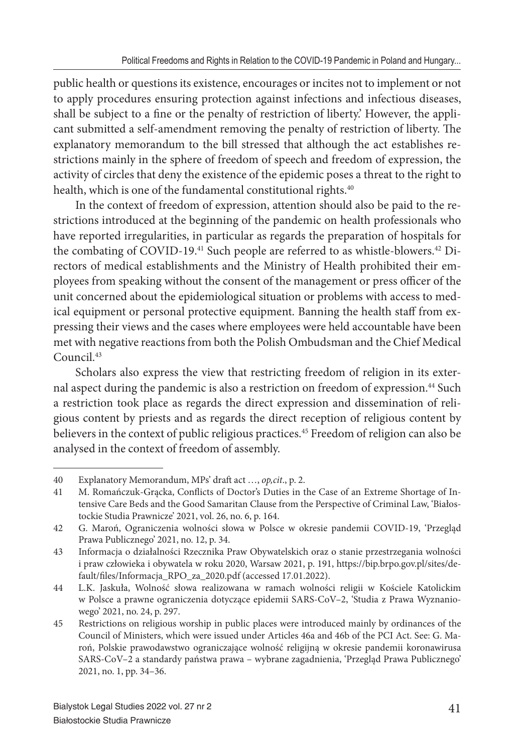public health or questions its existence, encourages or incites not to implement or not to apply procedures ensuring protection against infections and infectious diseases, shall be subject to a fine or the penalty of restriction of liberty.' However, the applicant submitted a self-amendment removing the penalty of restriction of liberty. The explanatory memorandum to the bill stressed that although the act establishes restrictions mainly in the sphere of freedom of speech and freedom of expression, the activity of circles that deny the existence of the epidemic poses a threat to the right to health, which is one of the fundamental constitutional rights.[40]

In the context of freedom of expression, attention should also be paid to the restrictions introduced at the beginning of the pandemic on health professionals who have reported irregularities, in particular as regards the preparation of hospitals for the combating of COVID-19.[41] Such people are referred to as whistle-blowers.[42] Directors of medical establishments and the Ministry of Health prohibited their employees from speaking without the consent of the management or press officer of the unit concerned about the epidemiological situation or problems with access to medical equipment or personal protective equipment. Banning the health staff from expressing their views and the cases where employees were held accountable have been met with negative reactions from both the Polish Ombudsman and the Chief Medical Council.[43]

Scholars also express the view that restricting freedom of religion in its external aspect during the pandemic is also a restriction on freedom of expression.[44] Such a restriction took place as regards the direct expression and dissemination of religious content by priests and as regards the direct reception of religious content by believers in the context of public religious practices.[45] Freedom of religion can also be analysed in the context of freedom of assembly.

---

40 Explanatory Memorandum, MPs' draft act …, *op,cit*., p. 2.

41 M. Romańczuk-Grącka, Conflicts of Doctor's Duties in the Case of an Extreme Shortage of Intensive Care Beds and the Good Samaritan Clause from the Perspective of Criminal Law, 'Białostockie Studia Prawnicze' 2021, vol. 26, no. 6, p. 164.

42 G. Maroń, Ograniczenia wolności słowa w Polsce w okresie pandemii COVID-19, 'Przegląd Prawa Publicznego' 2021, no. 12, p. 34.

43 Informacja o działalności Rzecznika Praw Obywatelskich oraz o stanie przestrzegania wolności i praw człowieka i obywatela w roku 2020, Warsaw 2021, p. 191, https://bip.brpo.gov.pl/sites/default/files/Informacja_RPO_za_2020.pdf (accessed 17.01.2022).

44 L.K. Jaskuła, Wolność słowa realizowana w ramach wolności religii w Kościele Katolickim w Polsce a prawne ograniczenia dotyczące epidemii SARS-CoV–2, 'Studia z Prawa Wyznaniowego' 2021, no. 24, p. 297.

45 Restrictions on religious worship in public places were introduced mainly by ordinances of the Council of Ministers, which were issued under Articles 46a and 46b of the PCI Act. See: G. Maroń, Polskie prawodawstwo ograniczające wolność religijną w okresie pandemii koronawirusa SARS-CoV–2 a standardy państwa prawa – wybrane zagadnienia, 'Przegląd Prawa Publicznego' 2021, no. 1, pp. 34–36.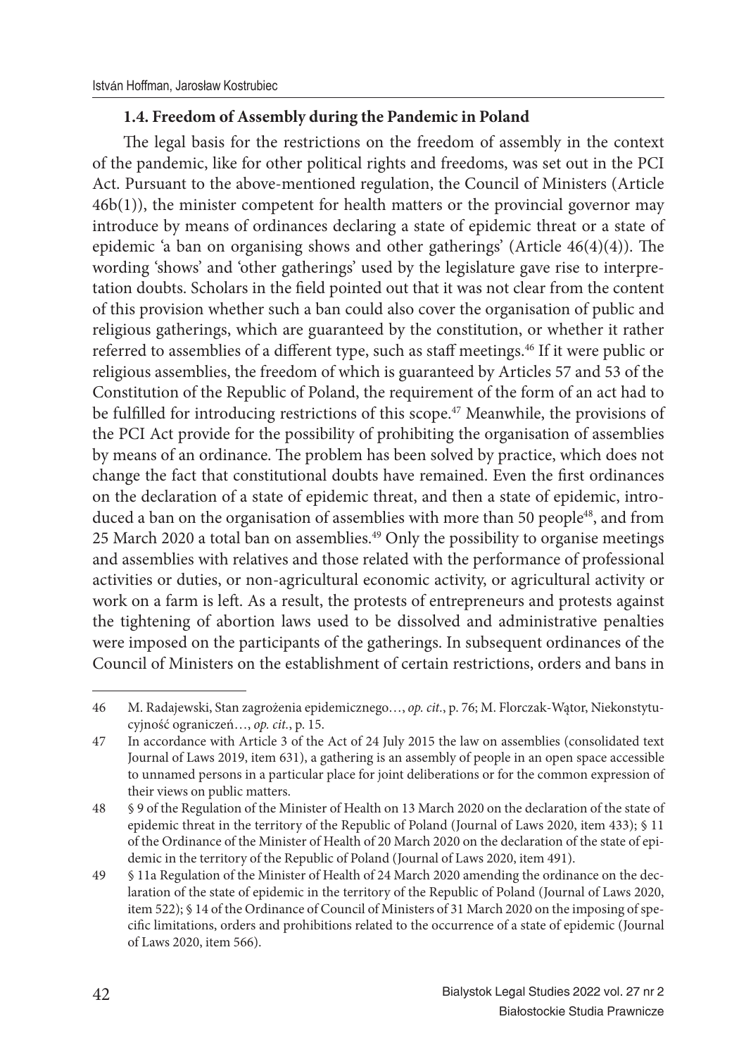### 1.4. Freedom of Assembly during the Pandemic in Poland

The legal basis for the restrictions on the freedom of assembly in the context of the pandemic, like for other political rights and freedoms, was set out in the PCI Act. Pursuant to the above-mentioned regulation, the Council of Ministers (Article 46b(1)), the minister competent for health matters or the provincial governor may introduce by means of ordinances declaring a state of epidemic threat or a state of epidemic 'a ban on organising shows and other gatherings' (Article 46(4)(4)). The wording 'shows' and 'other gatherings' used by the legislature gave rise to interpretation doubts. Scholars in the field pointed out that it was not clear from the content of this provision whether such a ban could also cover the organisation of public and religious gatherings, which are guaranteed by the constitution, or whether it rather referred to assemblies of a different type, such as staff meetings.[46] If it were public or religious assemblies, the freedom of which is guaranteed by Articles 57 and 53 of the Constitution of the Republic of Poland, the requirement of the form of an act had to be fulfilled for introducing restrictions of this scope.[47] Meanwhile, the provisions of the PCI Act provide for the possibility of prohibiting the organisation of assemblies by means of an ordinance. The problem has been solved by practice, which does not change the fact that constitutional doubts have remained. Even the first ordinances on the declaration of a state of epidemic threat, and then a state of epidemic, introduced a ban on the organisation of assemblies with more than 50 people[48], and from 25 March 2020 a total ban on assemblies.[49] Only the possibility to organise meetings and assemblies with relatives and those related with the performance of professional activities or duties, or non-agricultural economic activity, or agricultural activity or work on a farm is left. As a result, the protests of entrepreneurs and protests against the tightening of abortion laws used to be dissolved and administrative penalties were imposed on the participants of the gatherings. In subsequent ordinances of the Council of Ministers on the establishment of certain restrictions, orders and bans in

---

46 M. Radajewski, Stan zagrożenia epidemicznego…, *op. cit.*, p. 76; M. Florczak-Wątor, Niekonstytucyjność ograniczeń…, *op. cit.*, p. 15.

47 In accordance with Article 3 of the Act of 24 July 2015 the law on assemblies (consolidated text Journal of Laws 2019, item 631), a gathering is an assembly of people in an open space accessible to unnamed persons in a particular place for joint deliberations or for the common expression of their views on public matters.

48 § 9 of the Regulation of the Minister of Health on 13 March 2020 on the declaration of the state of epidemic threat in the territory of the Republic of Poland (Journal of Laws 2020, item 433); § 11 of the Ordinance of the Minister of Health of 20 March 2020 on the declaration of the state of epidemic in the territory of the Republic of Poland (Journal of Laws 2020, item 491).

49 § 11a Regulation of the Minister of Health of 24 March 2020 amending the ordinance on the declaration of the state of epidemic in the territory of the Republic of Poland (Journal of Laws 2020, item 522); § 14 of the Ordinance of Council of Ministers of 31 March 2020 on the imposing of specific limitations, orders and prohibitions related to the occurrence of a state of epidemic (Journal of Laws 2020, item 566).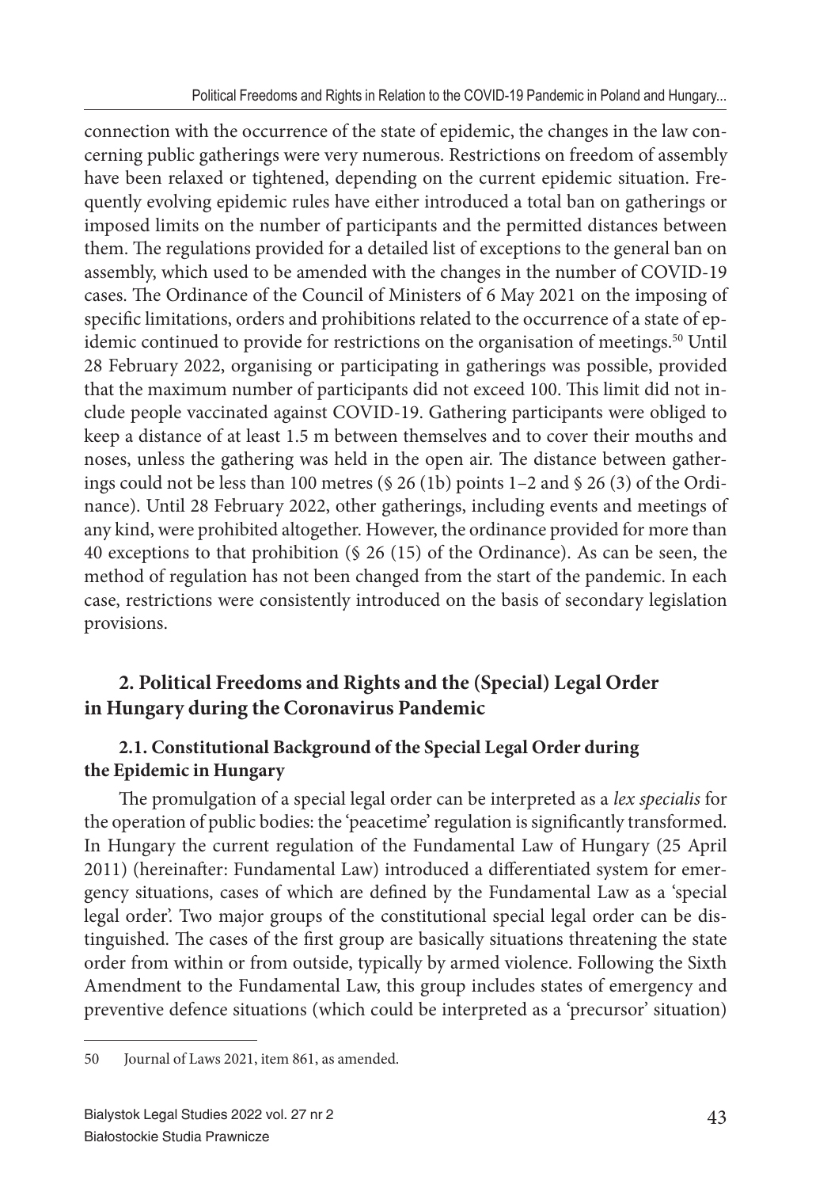connection with the occurrence of the state of epidemic, the changes in the law concerning public gatherings were very numerous. Restrictions on freedom of assembly have been relaxed or tightened, depending on the current epidemic situation. Frequently evolving epidemic rules have either introduced a total ban on gatherings or imposed limits on the number of participants and the permitted distances between them. The regulations provided for a detailed list of exceptions to the general ban on assembly, which used to be amended with the changes in the number of COVID-19 cases. The Ordinance of the Council of Ministers of 6 May 2021 on the imposing of specific limitations, orders and prohibitions related to the occurrence of a state of epidemic continued to provide for restrictions on the organisation of meetings.[50] Until 28 February 2022, organising or participating in gatherings was possible, provided that the maximum number of participants did not exceed 100. This limit did not include people vaccinated against COVID-19. Gathering participants were obliged to keep a distance of at least 1.5 m between themselves and to cover their mouths and noses, unless the gathering was held in the open air. The distance between gatherings could not be less than 100 metres (§ 26 (1b) points 1–2 and § 26 (3) of the Ordinance). Until 28 February 2022, other gatherings, including events and meetings of any kind, were prohibited altogether. However, the ordinance provided for more than 40 exceptions to that prohibition (§ 26 (15) of the Ordinance). As can be seen, the method of regulation has not been changed from the start of the pandemic. In each case, restrictions were consistently introduced on the basis of secondary legislation provisions.

## 2. Political Freedoms and Rights and the (Special) Legal Order in Hungary during the Coronavirus Pandemic

### 2.1. Constitutional Background of the Special Legal Order during the Epidemic in Hungary

The promulgation of a special legal order can be interpreted as a *lex specialis* for the operation of public bodies: the 'peacetime' regulation is significantly transformed. In Hungary the current regulation of the Fundamental Law of Hungary (25 April 2011) (hereinafter: Fundamental Law) introduced a differentiated system for emergency situations, cases of which are defined by the Fundamental Law as a 'special legal order'. Two major groups of the constitutional special legal order can be distinguished. The cases of the first group are basically situations threatening the state order from within or from outside, typically by armed violence. Following the Sixth Amendment to the Fundamental Law, this group includes states of emergency and preventive defence situations (which could be interpreted as a 'precursor' situation)

---

50 Journal of Laws 2021, item 861, as amended.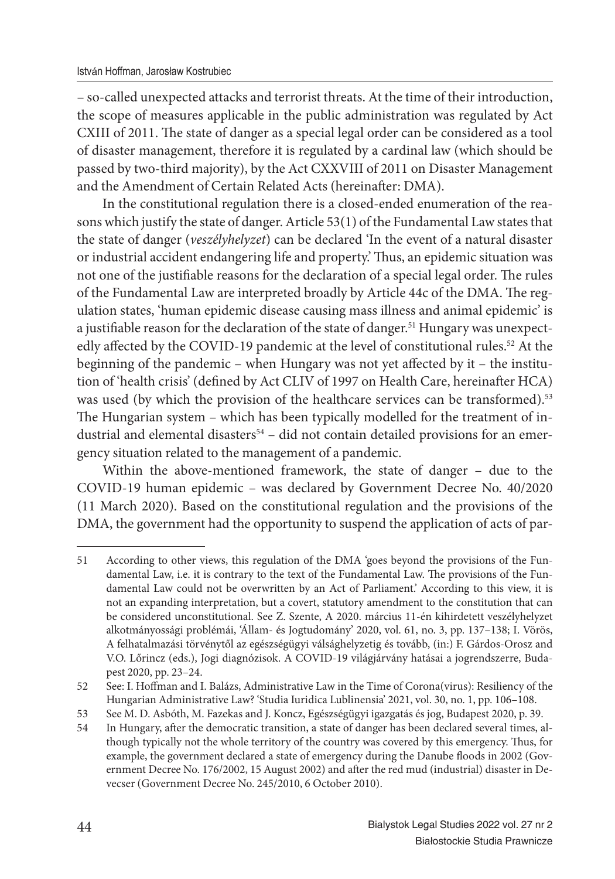– so-called unexpected attacks and terrorist threats. At the time of their introduction, the scope of measures applicable in the public administration was regulated by Act CXIII of 2011. The state of danger as a special legal order can be considered as a tool of disaster management, therefore it is regulated by a cardinal law (which should be passed by two-third majority), by the Act CXXVIII of 2011 on Disaster Management and the Amendment of Certain Related Acts (hereinafter: DMA).

In the constitutional regulation there is a closed-ended enumeration of the reasons which justify the state of danger. Article 53(1) of the Fundamental Law states that the state of danger (*veszélyhelyzet*) can be declared 'In the event of a natural disaster or industrial accident endangering life and property.' Thus, an epidemic situation was not one of the justifiable reasons for the declaration of a special legal order. The rules of the Fundamental Law are interpreted broadly by Article 44c of the DMA. The regulation states, 'human epidemic disease causing mass illness and animal epidemic' is a justifiable reason for the declaration of the state of danger.[51] Hungary was unexpectedly affected by the COVID-19 pandemic at the level of constitutional rules.[52] At the beginning of the pandemic – when Hungary was not yet affected by it – the institution of 'health crisis' (defined by Act CLIV of 1997 on Health Care, hereinafter HCA) was used (by which the provision of the healthcare services can be transformed).[53] The Hungarian system – which has been typically modelled for the treatment of industrial and elemental disasters[54] – did not contain detailed provisions for an emergency situation related to the management of a pandemic.

Within the above-mentioned framework, the state of danger – due to the COVID-19 human epidemic – was declared by Government Decree No. 40/2020 (11 March 2020). Based on the constitutional regulation and the provisions of the DMA, the government had the opportunity to suspend the application of acts of par-

---

51 According to other views, this regulation of the DMA 'goes beyond the provisions of the Fundamental Law, i.e. it is contrary to the text of the Fundamental Law. The provisions of the Fundamental Law could not be overwritten by an Act of Parliament.' According to this view, it is not an expanding interpretation, but a covert, statutory amendment to the constitution that can be considered unconstitutional. See Z. Szente, A 2020. március 11-én kihirdetett veszélyhelyzet alkotmányossági problémái, 'Állam- és Jogtudomány' 2020, vol. 61, no. 3, pp. 137–138; I. Vörös, A felhatalmazási törvénytől az egészségügyi válsághelyzetig és tovább, (in:) F. Gárdos-Orosz and V.O. Lőrincz (eds.), Jogi diagnózisok. A COVID-19 világjárvány hatásai a jogrendszerre, Budapest 2020, pp. 23–24.

52 See: I. Hoffman and I. Balázs, Administrative Law in the Time of Corona(virus): Resiliency of the Hungarian Administrative Law? 'Studia Iuridica Lublinensia' 2021, vol. 30, no. 1, pp. 106–108.

53 See M. D. Asbóth, M. Fazekas and J. Koncz, Egészségügyi igazgatás és jog, Budapest 2020, p. 39.

54 In Hungary, after the democratic transition, a state of danger has been declared several times, although typically not the whole territory of the country was covered by this emergency. Thus, for example, the government declared a state of emergency during the Danube floods in 2002 (Government Decree No. 176/2002, 15 August 2002) and after the red mud (industrial) disaster in Devecser (Government Decree No. 245/2010, 6 October 2010).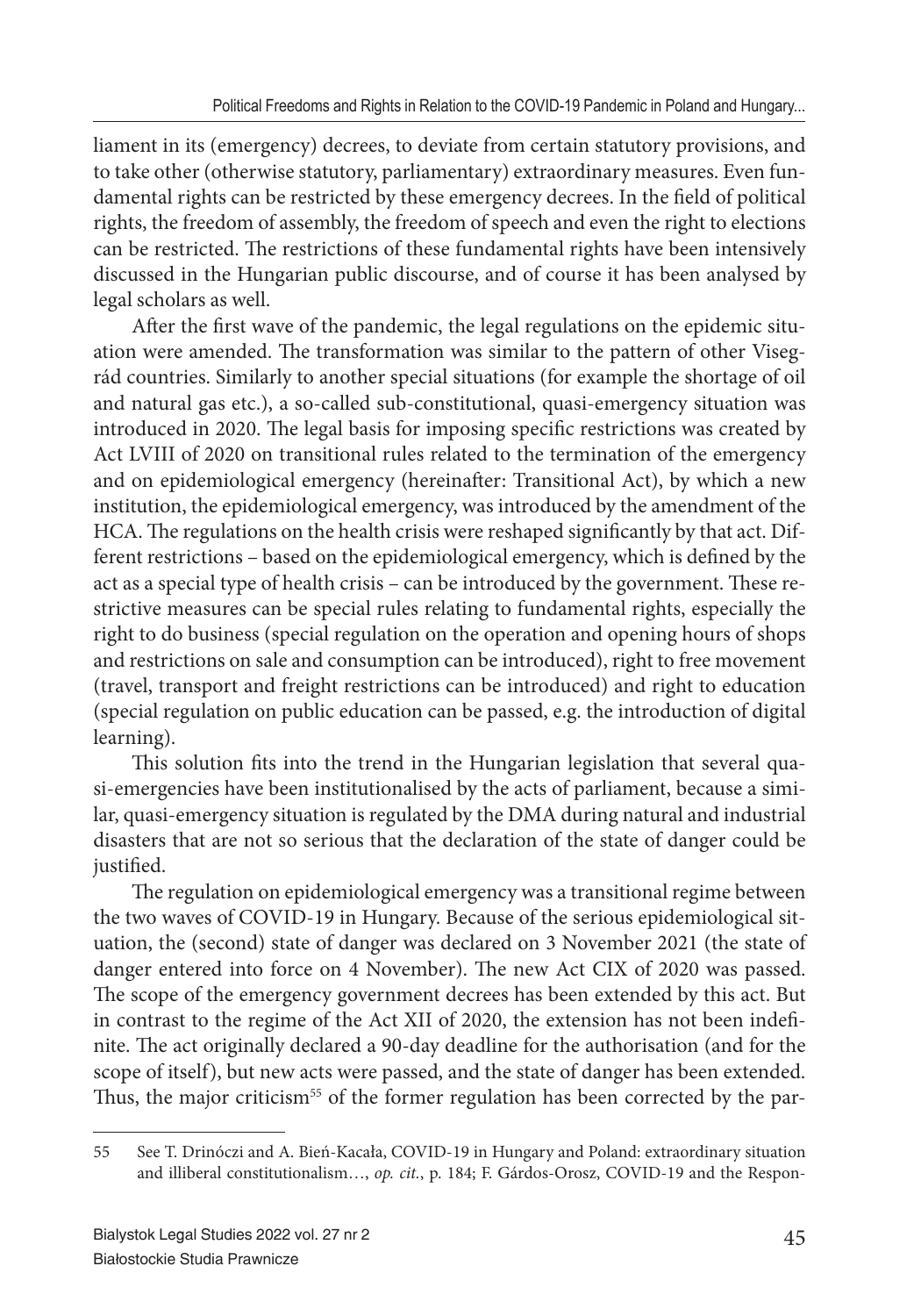liament in its (emergency) decrees, to deviate from certain statutory provisions, and to take other (otherwise statutory, parliamentary) extraordinary measures. Even fundamental rights can be restricted by these emergency decrees. In the field of political rights, the freedom of assembly, the freedom of speech and even the right to elections can be restricted. The restrictions of these fundamental rights have been intensively discussed in the Hungarian public discourse, and of course it has been analysed by legal scholars as well.

After the first wave of the pandemic, the legal regulations on the epidemic situation were amended. The transformation was similar to the pattern of other Visegrád countries. Similarly to another special situations (for example the shortage of oil and natural gas etc.), a so-called sub-constitutional, quasi-emergency situation was introduced in 2020. The legal basis for imposing specific restrictions was created by Act LVIII of 2020 on transitional rules related to the termination of the emergency and on epidemiological emergency (hereinafter: Transitional Act), by which a new institution, the epidemiological emergency, was introduced by the amendment of the HCA. The regulations on the health crisis were reshaped significantly by that act. Different restrictions – based on the epidemiological emergency, which is defined by the act as a special type of health crisis – can be introduced by the government. These restrictive measures can be special rules relating to fundamental rights, especially the right to do business (special regulation on the operation and opening hours of shops and restrictions on sale and consumption can be introduced), right to free movement (travel, transport and freight restrictions can be introduced) and right to education (special regulation on public education can be passed, e.g. the introduction of digital learning).

This solution fits into the trend in the Hungarian legislation that several quasi-emergencies have been institutionalised by the acts of parliament, because a similar, quasi-emergency situation is regulated by the DMA during natural and industrial disasters that are not so serious that the declaration of the state of danger could be justified.

The regulation on epidemiological emergency was a transitional regime between the two waves of COVID-19 in Hungary. Because of the serious epidemiological situation, the (second) state of danger was declared on 3 November 2021 (the state of danger entered into force on 4 November). The new Act CIX of 2020 was passed. The scope of the emergency government decrees has been extended by this act. But in contrast to the regime of the Act XII of 2020, the extension has not been indefinite. The act originally declared a 90-day deadline for the authorisation (and for the scope of itself), but new acts were passed, and the state of danger has been extended. Thus, the major criticism[55] of the former regulation has been corrected by the par-

---

55 See T. Drinóczi and A. Bień-Kacała, COVID-19 in Hungary and Poland: extraordinary situation and illiberal constitutionalism…, *op. cit.*, p. 184; F. Gárdos-Orosz, COVID-19 and the Respon-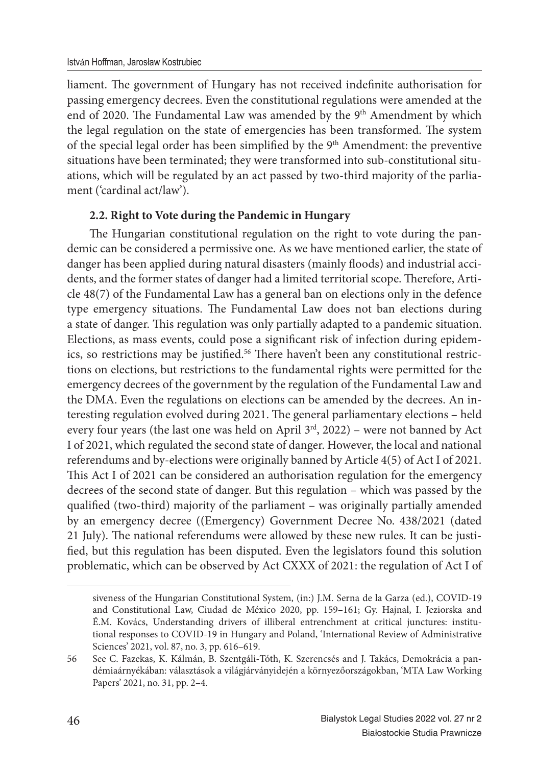liament. The government of Hungary has not received indefinite authorisation for passing emergency decrees. Even the constitutional regulations were amended at the end of 2020. The Fundamental Law was amended by the 9th Amendment by which the legal regulation on the state of emergencies has been transformed. The system of the special legal order has been simplified by the 9th Amendment: the preventive situations have been terminated; they were transformed into sub-constitutional situations, which will be regulated by an act passed by two-third majority of the parliament ('cardinal act/law').

### 2.2. Right to Vote during the Pandemic in Hungary

The Hungarian constitutional regulation on the right to vote during the pandemic can be considered a permissive one. As we have mentioned earlier, the state of danger has been applied during natural disasters (mainly floods) and industrial accidents, and the former states of danger had a limited territorial scope. Therefore, Article 48(7) of the Fundamental Law has a general ban on elections only in the defence type emergency situations. The Fundamental Law does not ban elections during a state of danger. This regulation was only partially adapted to a pandemic situation. Elections, as mass events, could pose a significant risk of infection during epidemics, so restrictions may be justified.[56] There haven't been any constitutional restrictions on elections, but restrictions to the fundamental rights were permitted for the emergency decrees of the government by the regulation of the Fundamental Law and the DMA. Even the regulations on elections can be amended by the decrees. An interesting regulation evolved during 2021. The general parliamentary elections – held every four years (the last one was held on April 3rd, 2022) – were not banned by Act I of 2021, which regulated the second state of danger. However, the local and national referendums and by-elections were originally banned by Article 4(5) of Act I of 2021. This Act I of 2021 can be considered an authorisation regulation for the emergency decrees of the second state of danger. But this regulation – which was passed by the qualified (two-third) majority of the parliament – was originally partially amended by an emergency decree ((Emergency) Government Decree No. 438/2021 (dated 21 July). The national referendums were allowed by these new rules. It can be justified, but this regulation has been disputed. Even the legislators found this solution problematic, which can be observed by Act CXXX of 2021: the regulation of Act I of

---

siveness of the Hungarian Constitutional System, (in:) J.M. Serna de la Garza (ed.), COVID-19 and Constitutional Law, Ciudad de México 2020, pp. 159–161; Gy. Hajnal, I. Jeziorska and É.M. Kovács, Understanding drivers of illiberal entrenchment at critical junctures: institutional responses to COVID-19 in Hungary and Poland, 'International Review of Administrative Sciences' 2021, vol. 87, no. 3, pp. 616–619.

56 See C. Fazekas, K. Kálmán, B. Szentgáli-Tóth, K. Szerencsés and J. Takács, Demokrácia a pandémiaárnyékában: választások a világjárványidején a környezőországokban, 'MTA Law Working Papers' 2021, no. 31, pp. 2–4.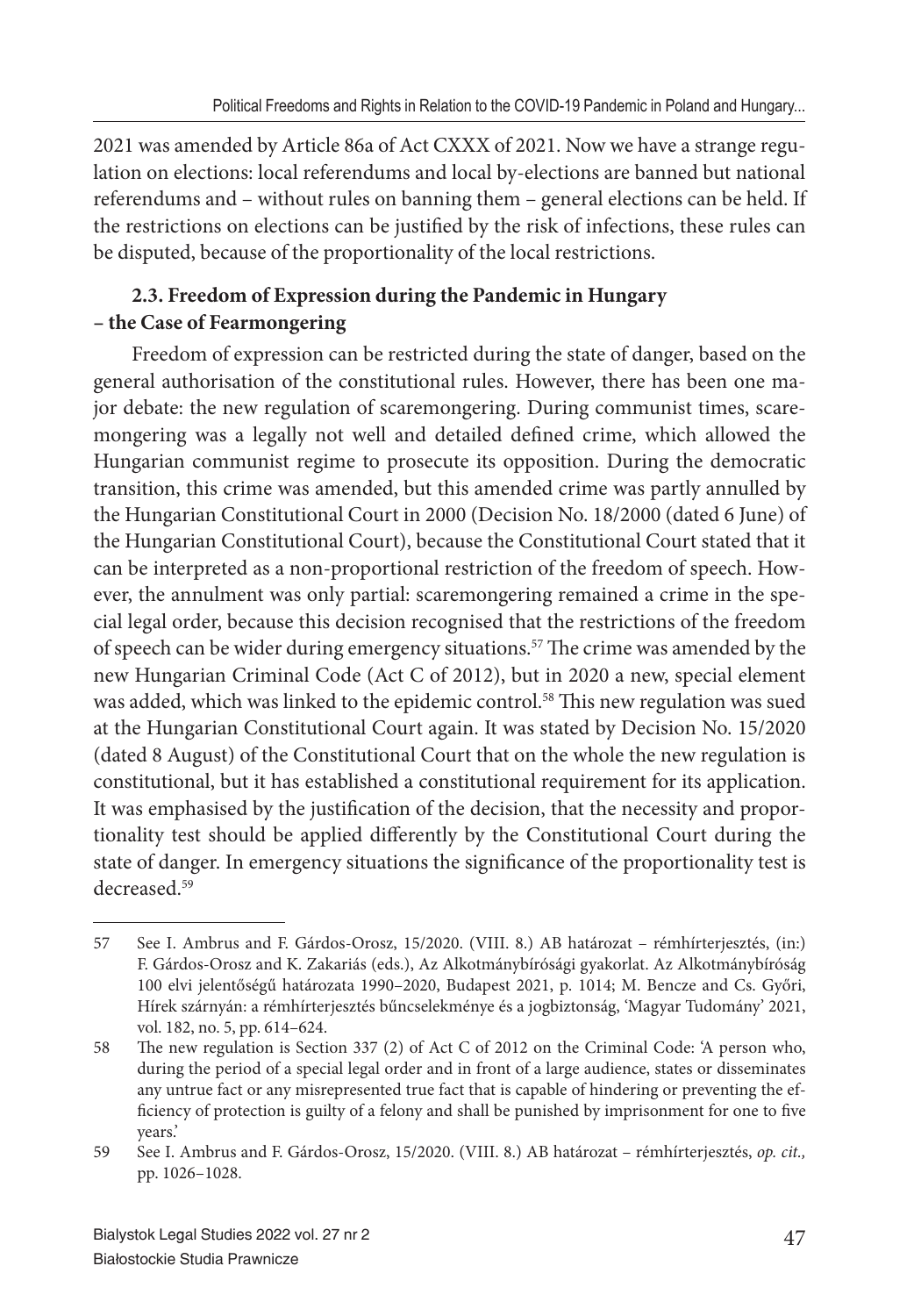2021 was amended by Article 86a of Act CXXX of 2021. Now we have a strange regulation on elections: local referendums and local by-elections are banned but national referendums and – without rules on banning them – general elections can be held. If the restrictions on elections can be justified by the risk of infections, these rules can be disputed, because of the proportionality of the local restrictions.

### 2.3. Freedom of Expression during the Pandemic in Hungary – the Case of Fearmongering

Freedom of expression can be restricted during the state of danger, based on the general authorisation of the constitutional rules. However, there has been one major debate: the new regulation of scaremongering. During communist times, scaremongering was a legally not well and detailed defined crime, which allowed the Hungarian communist regime to prosecute its opposition. During the democratic transition, this crime was amended, but this amended crime was partly annulled by the Hungarian Constitutional Court in 2000 (Decision No. 18/2000 (dated 6 June) of the Hungarian Constitutional Court), because the Constitutional Court stated that it can be interpreted as a non-proportional restriction of the freedom of speech. However, the annulment was only partial: scaremongering remained a crime in the special legal order, because this decision recognised that the restrictions of the freedom of speech can be wider during emergency situations.[57] The crime was amended by the new Hungarian Criminal Code (Act C of 2012), but in 2020 a new, special element was added, which was linked to the epidemic control.[58] This new regulation was sued at the Hungarian Constitutional Court again. It was stated by Decision No. 15/2020 (dated 8 August) of the Constitutional Court that on the whole the new regulation is constitutional, but it has established a constitutional requirement for its application. It was emphasised by the justification of the decision, that the necessity and proportionality test should be applied differently by the Constitutional Court during the state of danger. In emergency situations the significance of the proportionality test is decreased.[59]

---

57 See I. Ambrus and F. Gárdos-Orosz, 15/2020. (VIII. 8.) AB határozat – rémhírterjesztés, (in:) F. Gárdos-Orosz and K. Zakariás (eds.), Az Alkotmánybírósági gyakorlat. Az Alkotmánybíróság 100 elvi jelentőségű határozata 1990–2020, Budapest 2021, p. 1014; M. Bencze and Cs. Győri, Hírek szárnyán: a rémhírterjesztés bűncselekménye és a jogbiztonság, 'Magyar Tudomány' 2021, vol. 182, no. 5, pp. 614–624.

58 The new regulation is Section 337 (2) of Act C of 2012 on the Criminal Code: 'A person who, during the period of a special legal order and in front of a large audience, states or disseminates any untrue fact or any misrepresented true fact that is capable of hindering or preventing the efficiency of protection is guilty of a felony and shall be punished by imprisonment for one to five years.'

59 See I. Ambrus and F. Gárdos-Orosz, 15/2020. (VIII. 8.) AB határozat – rémhírterjesztés, *op. cit.,* pp. 1026–1028.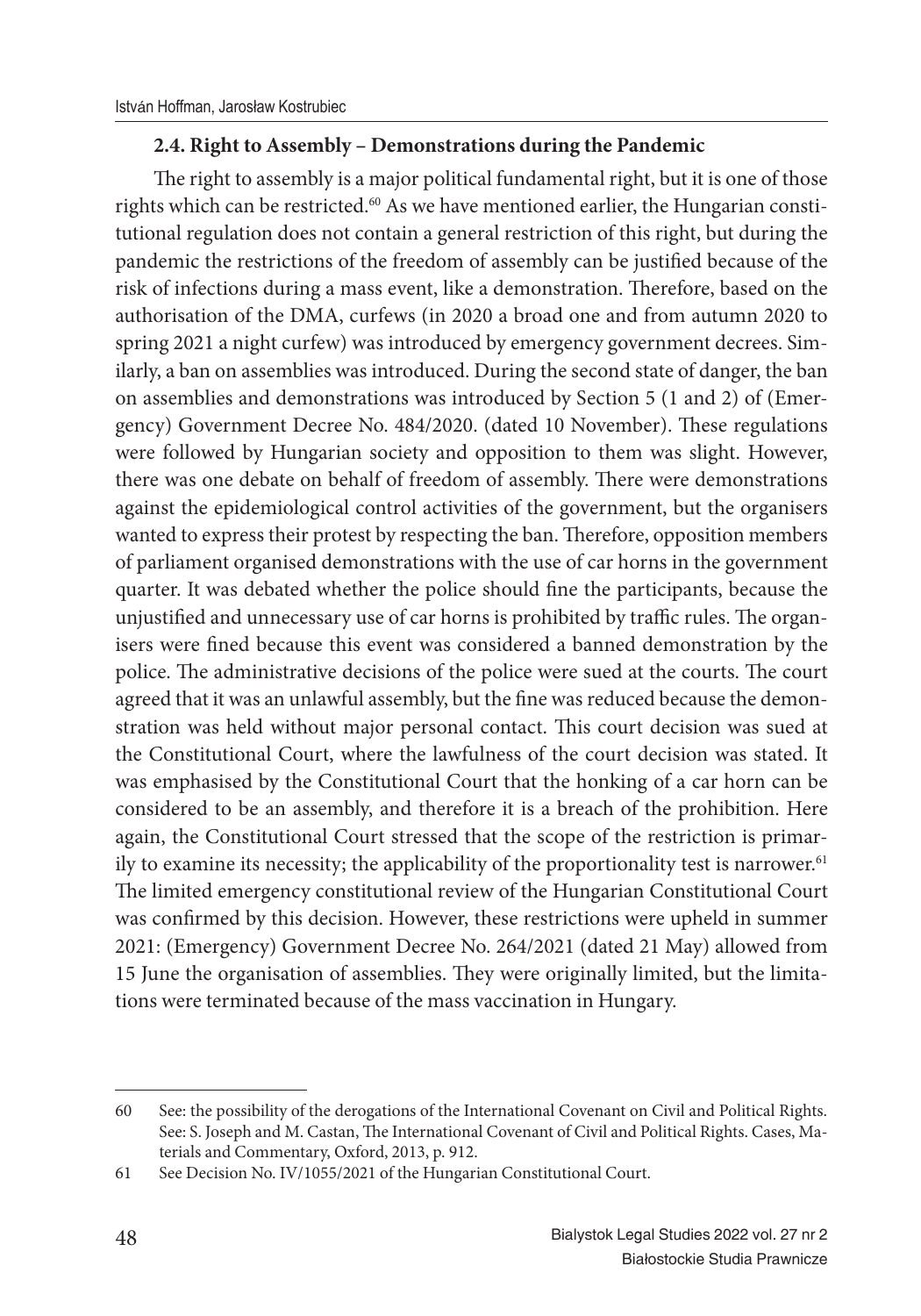### 2.4. Right to Assembly – Demonstrations during the Pandemic

The right to assembly is a major political fundamental right, but it is one of those rights which can be restricted.[60] As we have mentioned earlier, the Hungarian constitutional regulation does not contain a general restriction of this right, but during the pandemic the restrictions of the freedom of assembly can be justified because of the risk of infections during a mass event, like a demonstration. Therefore, based on the authorisation of the DMA, curfews (in 2020 a broad one and from autumn 2020 to spring 2021 a night curfew) was introduced by emergency government decrees. Similarly, a ban on assemblies was introduced. During the second state of danger, the ban on assemblies and demonstrations was introduced by Section 5 (1 and 2) of (Emergency) Government Decree No. 484/2020. (dated 10 November). These regulations were followed by Hungarian society and opposition to them was slight. However, there was one debate on behalf of freedom of assembly. There were demonstrations against the epidemiological control activities of the government, but the organisers wanted to express their protest by respecting the ban. Therefore, opposition members of parliament organised demonstrations with the use of car horns in the government quarter. It was debated whether the police should fine the participants, because the unjustified and unnecessary use of car horns is prohibited by traffic rules. The organisers were fined because this event was considered a banned demonstration by the police. The administrative decisions of the police were sued at the courts. The court agreed that it was an unlawful assembly, but the fine was reduced because the demonstration was held without major personal contact. This court decision was sued at the Constitutional Court, where the lawfulness of the court decision was stated. It was emphasised by the Constitutional Court that the honking of a car horn can be considered to be an assembly, and therefore it is a breach of the prohibition. Here again, the Constitutional Court stressed that the scope of the restriction is primarily to examine its necessity; the applicability of the proportionality test is narrower.[61] The limited emergency constitutional review of the Hungarian Constitutional Court was confirmed by this decision. However, these restrictions were upheld in summer 2021: (Emergency) Government Decree No. 264/2021 (dated 21 May) allowed from 15 June the organisation of assemblies. They were originally limited, but the limitations were terminated because of the mass vaccination in Hungary.

---

60 See: the possibility of the derogations of the International Covenant on Civil and Political Rights. See: S. Joseph and M. Castan, The International Covenant of Civil and Political Rights. Cases, Materials and Commentary, Oxford, 2013, p. 912.

61 See Decision No. IV/1055/2021 of the Hungarian Constitutional Court.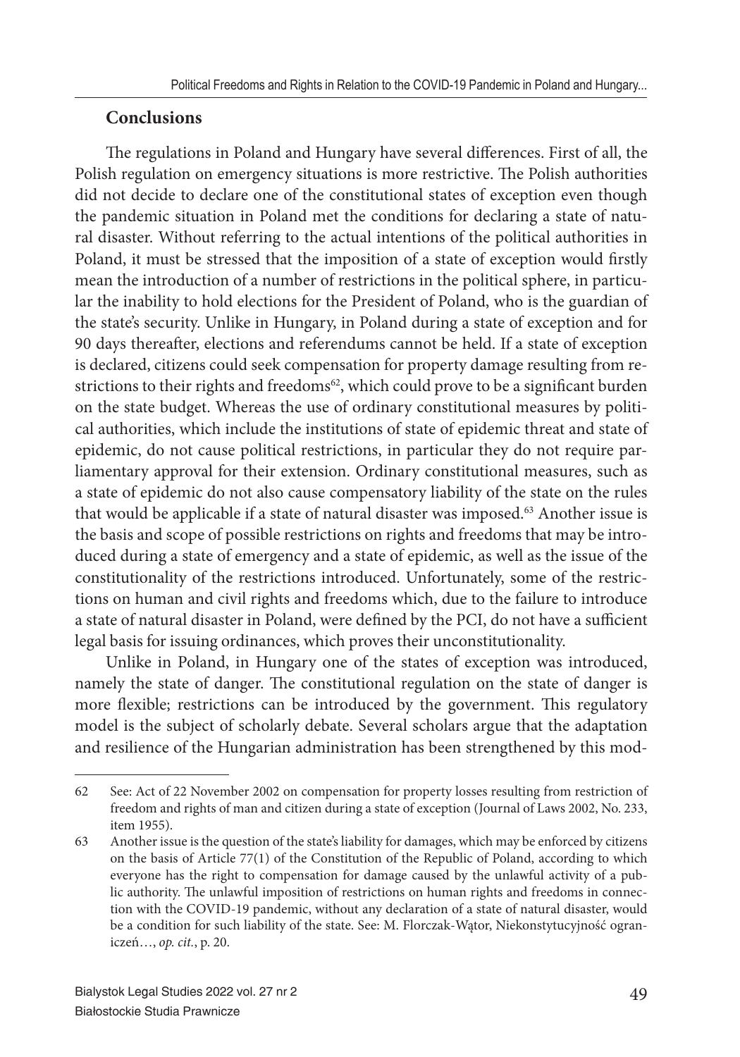## Conclusions

The regulations in Poland and Hungary have several differences. First of all, the Polish regulation on emergency situations is more restrictive. The Polish authorities did not decide to declare one of the constitutional states of exception even though the pandemic situation in Poland met the conditions for declaring a state of natural disaster. Without referring to the actual intentions of the political authorities in Poland, it must be stressed that the imposition of a state of exception would firstly mean the introduction of a number of restrictions in the political sphere, in particular the inability to hold elections for the President of Poland, who is the guardian of the state's security. Unlike in Hungary, in Poland during a state of exception and for 90 days thereafter, elections and referendums cannot be held. If a state of exception is declared, citizens could seek compensation for property damage resulting from restrictions to their rights and freedoms[62], which could prove to be a significant burden on the state budget. Whereas the use of ordinary constitutional measures by political authorities, which include the institutions of state of epidemic threat and state of epidemic, do not cause political restrictions, in particular they do not require parliamentary approval for their extension. Ordinary constitutional measures, such as a state of epidemic do not also cause compensatory liability of the state on the rules that would be applicable if a state of natural disaster was imposed.[63] Another issue is the basis and scope of possible restrictions on rights and freedoms that may be introduced during a state of emergency and a state of epidemic, as well as the issue of the constitutionality of the restrictions introduced. Unfortunately, some of the restrictions on human and civil rights and freedoms which, due to the failure to introduce a state of natural disaster in Poland, were defined by the PCI, do not have a sufficient legal basis for issuing ordinances, which proves their unconstitutionality.

Unlike in Poland, in Hungary one of the states of exception was introduced, namely the state of danger. The constitutional regulation on the state of danger is more flexible; restrictions can be introduced by the government. This regulatory model is the subject of scholarly debate. Several scholars argue that the adaptation and resilience of the Hungarian administration has been strengthened by this mod-

---

62 See: Act of 22 November 2002 on compensation for property losses resulting from restriction of freedom and rights of man and citizen during a state of exception (Journal of Laws 2002, No. 233, item 1955).

63 Another issue is the question of the state's liability for damages, which may be enforced by citizens on the basis of Article 77(1) of the Constitution of the Republic of Poland, according to which everyone has the right to compensation for damage caused by the unlawful activity of a public authority. The unlawful imposition of restrictions on human rights and freedoms in connection with the COVID-19 pandemic, without any declaration of a state of natural disaster, would be a condition for such liability of the state. See: M. Florczak-Wątor, Niekonstytucyjność ograniczeń…, *op. cit.*, p. 20.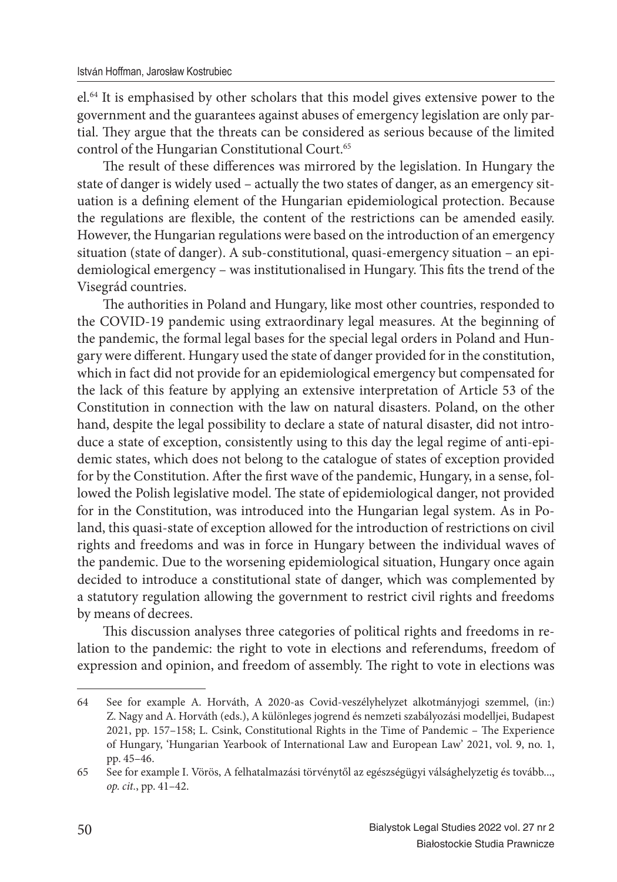el.[64] It is emphasised by other scholars that this model gives extensive power to the government and the guarantees against abuses of emergency legislation are only partial. They argue that the threats can be considered as serious because of the limited control of the Hungarian Constitutional Court.[65]

The result of these differences was mirrored by the legislation. In Hungary the state of danger is widely used – actually the two states of danger, as an emergency situation is a defining element of the Hungarian epidemiological protection. Because the regulations are flexible, the content of the restrictions can be amended easily. However, the Hungarian regulations were based on the introduction of an emergency situation (state of danger). A sub-constitutional, quasi-emergency situation – an epidemiological emergency – was institutionalised in Hungary. This fits the trend of the Visegrád countries.

The authorities in Poland and Hungary, like most other countries, responded to the COVID-19 pandemic using extraordinary legal measures. At the beginning of the pandemic, the formal legal bases for the special legal orders in Poland and Hungary were different. Hungary used the state of danger provided for in the constitution, which in fact did not provide for an epidemiological emergency but compensated for the lack of this feature by applying an extensive interpretation of Article 53 of the Constitution in connection with the law on natural disasters. Poland, on the other hand, despite the legal possibility to declare a state of natural disaster, did not introduce a state of exception, consistently using to this day the legal regime of anti-epidemic states, which does not belong to the catalogue of states of exception provided for by the Constitution. After the first wave of the pandemic, Hungary, in a sense, followed the Polish legislative model. The state of epidemiological danger, not provided for in the Constitution, was introduced into the Hungarian legal system. As in Poland, this quasi-state of exception allowed for the introduction of restrictions on civil rights and freedoms and was in force in Hungary between the individual waves of the pandemic. Due to the worsening epidemiological situation, Hungary once again decided to introduce a constitutional state of danger, which was complemented by a statutory regulation allowing the government to restrict civil rights and freedoms by means of decrees.

This discussion analyses three categories of political rights and freedoms in relation to the pandemic: the right to vote in elections and referendums, freedom of expression and opinion, and freedom of assembly. The right to vote in elections was

---

64 See for example A. Horváth, A 2020-as Covid-veszélyhelyzet alkotmányjogi szemmel, (in:) Z. Nagy and A. Horváth (eds.), A különleges jogrend és nemzeti szabályozási modelljei, Budapest 2021, pp. 157–158; L. Csink, Constitutional Rights in the Time of Pandemic – The Experience of Hungary, 'Hungarian Yearbook of International Law and European Law' 2021, vol. 9, no. 1, pp. 45–46.

65 See for example I. Vörös, A felhatalmazási törvénytől az egészségügyi válsághelyzetig és tovább..., *op. cit.*, pp. 41–42.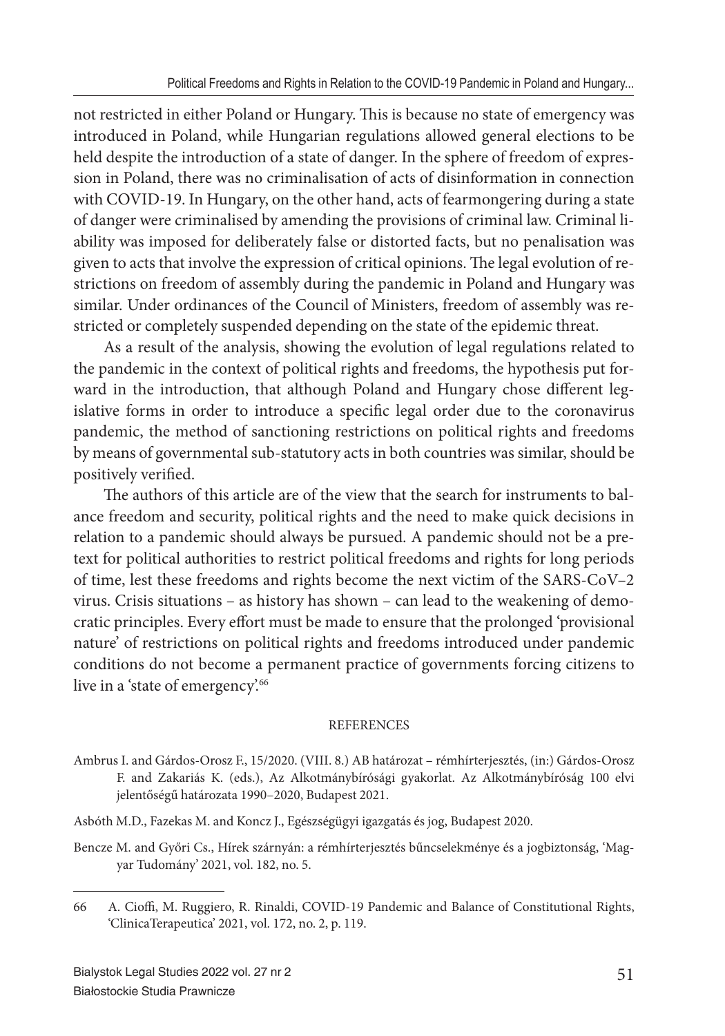not restricted in either Poland or Hungary. This is because no state of emergency was introduced in Poland, while Hungarian regulations allowed general elections to be held despite the introduction of a state of danger. In the sphere of freedom of expression in Poland, there was no criminalisation of acts of disinformation in connection with COVID-19. In Hungary, on the other hand, acts of fearmongering during a state of danger were criminalised by amending the provisions of criminal law. Criminal liability was imposed for deliberately false or distorted facts, but no penalisation was given to acts that involve the expression of critical opinions. The legal evolution of restrictions on freedom of assembly during the pandemic in Poland and Hungary was similar. Under ordinances of the Council of Ministers, freedom of assembly was restricted or completely suspended depending on the state of the epidemic threat.

As a result of the analysis, showing the evolution of legal regulations related to the pandemic in the context of political rights and freedoms, the hypothesis put forward in the introduction, that although Poland and Hungary chose different legislative forms in order to introduce a specific legal order due to the coronavirus pandemic, the method of sanctioning restrictions on political rights and freedoms by means of governmental sub-statutory acts in both countries was similar, should be positively verified.

The authors of this article are of the view that the search for instruments to balance freedom and security, political rights and the need to make quick decisions in relation to a pandemic should always be pursued. A pandemic should not be a pretext for political authorities to restrict political freedoms and rights for long periods of time, lest these freedoms and rights become the next victim of the SARS-CoV–2 virus. Crisis situations – as history has shown – can lead to the weakening of democratic principles. Every effort must be made to ensure that the prolonged 'provisional nature' of restrictions on political rights and freedoms introduced under pandemic conditions do not become a permanent practice of governments forcing citizens to live in a 'state of emergency'.[66]

## REFERENCES

Ambrus I. and Gárdos-Orosz F., 15/2020. (VIII. 8.) AB határozat – rémhírterjesztés, (in:) Gárdos-Orosz F. and Zakariás K. (eds.), Az Alkotmánybírósági gyakorlat. Az Alkotmánybíróság 100 elvi jelentőségű határozata 1990–2020, Budapest 2021.

Asbóth M.D., Fazekas M. and Koncz J., Egészségügyi igazgatás és jog, Budapest 2020.

Bencze M. and Győri Cs., Hírek szárnyán: a rémhírterjesztés bűncselekménye és a jogbiztonság, 'Magyar Tudomány' 2021, vol. 182, no. 5.

---

66 A. Cioffi, M. Ruggiero, R. Rinaldi, COVID-19 Pandemic and Balance of Constitutional Rights, 'ClinicaTerapeutica' 2021, vol. 172, no. 2, p. 119.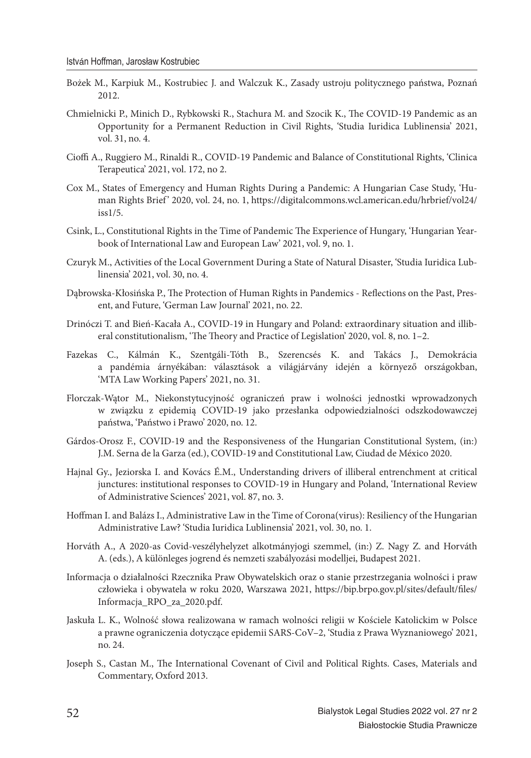Bożek M., Karpiuk M., Kostrubiec J. and Walczuk K., Zasady ustroju politycznego państwa, Poznań 2012.

Chmielnicki P., Minich D., Rybkowski R., Stachura M. and Szocik K., The COVID-19 Pandemic as an Opportunity for a Permanent Reduction in Civil Rights, 'Studia Iuridica Lublinensia' 2021, vol. 31, no. 4.

Cioffi A., Ruggiero M., Rinaldi R., COVID-19 Pandemic and Balance of Constitutional Rights, 'Clinica Terapeutica' 2021, vol. 172, no 2.

Cox M., States of Emergency and Human Rights During a Pandemic: A Hungarian Case Study, 'Human Rights Brief' 2020, vol. 24, no. 1, https://digitalcommons.wcl.american.edu/hrbrief/vol24/iss1/5.

Csink, L., Constitutional Rights in the Time of Pandemic The Experience of Hungary, 'Hungarian Yearbook of International Law and European Law' 2021, vol. 9, no. 1.

Czuryk M., Activities of the Local Government During a State of Natural Disaster, 'Studia Iuridica Lublinensia' 2021, vol. 30, no. 4.

Dąbrowska-Kłosińska P., The Protection of Human Rights in Pandemics - Reflections on the Past, Present, and Future, 'German Law Journal' 2021, no. 22.

Drinóczi T. and Bień-Kacała A., COVID-19 in Hungary and Poland: extraordinary situation and illiberal constitutionalism, 'The Theory and Practice of Legislation' 2020, vol. 8, no. 1–2.

Fazekas C., Kálmán K., Szentgáli-Tóth B., Szerencsés K. and Takács J., Demokrácia a pandémia árnyékában: választások a világjárvány idején a környező országokban, 'MTA Law Working Papers' 2021, no. 31.

Florczak-Wątor M., Niekonstytucyjność ograniczeń praw i wolności jednostki wprowadzonych w związku z epidemią COVID-19 jako przesłanka odpowiedzialności odszkodowawczej państwa, 'Państwo i Prawo' 2020, no. 12.

Gárdos-Orosz F., COVID-19 and the Responsiveness of the Hungarian Constitutional System, (in:) J.M. Serna de la Garza (ed.), COVID-19 and Constitutional Law, Ciudad de México 2020.

Hajnal Gy., Jeziorska I. and Kovács É.M., Understanding drivers of illiberal entrenchment at critical junctures: institutional responses to COVID-19 in Hungary and Poland, 'International Review of Administrative Sciences' 2021, vol. 87, no. 3.

Hoffman I. and Balázs I., Administrative Law in the Time of Corona(virus): Resiliency of the Hungarian Administrative Law? 'Studia Iuridica Lublinensia' 2021, vol. 30, no. 1.

Horváth A., A 2020-as Covid-veszélyhelyzet alkotmányjogi szemmel, (in:) Z. Nagy Z. and Horváth A. (eds.), A különleges jogrend és nemzeti szabályozási modelljei, Budapest 2021.

Informacja o działalności Rzecznika Praw Obywatelskich oraz o stanie przestrzegania wolności i praw człowieka i obywatela w roku 2020, Warszawa 2021, https://bip.brpo.gov.pl/sites/default/files/Informacja_RPO_za_2020.pdf.

Jaskuła L. K., Wolność słowa realizowana w ramach wolności religii w Kościele Katolickim w Polsce a prawne ograniczenia dotyczące epidemii SARS-CoV–2, 'Studia z Prawa Wyznaniowego' 2021, no. 24.

Joseph S., Castan M., The International Covenant of Civil and Political Rights. Cases, Materials and Commentary, Oxford 2013.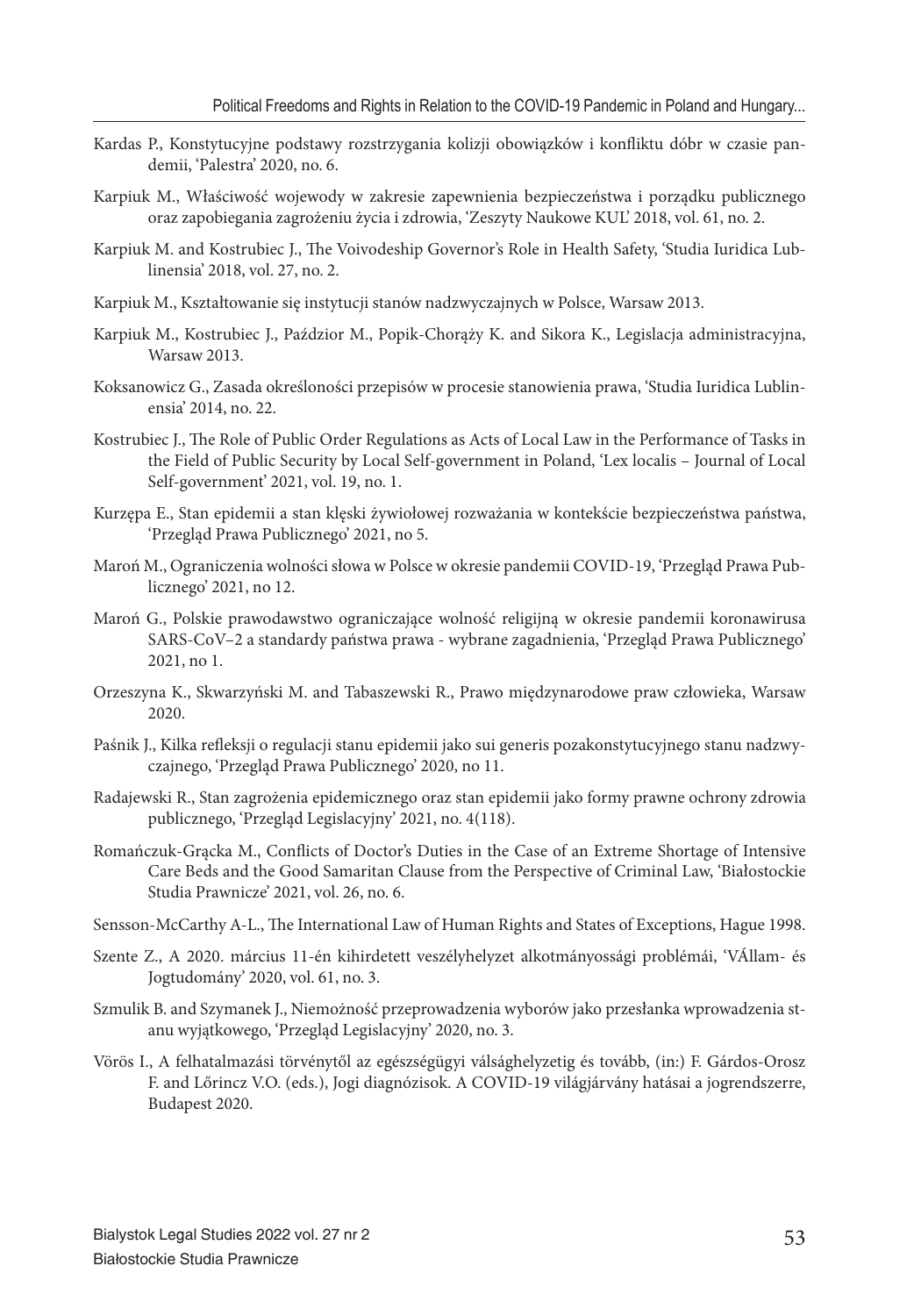Kardas P., Konstytucyjne podstawy rozstrzygania kolizji obowiązków i konfliktu dóbr w czasie pandemii, 'Palestra' 2020, no. 6.

Karpiuk M., Właściwość wojewody w zakresie zapewnienia bezpieczeństwa i porządku publicznego oraz zapobiegania zagrożeniu życia i zdrowia, 'Zeszyty Naukowe KUL' 2018, vol. 61, no. 2.

Karpiuk M. and Kostrubiec J., The Voivodeship Governor's Role in Health Safety, 'Studia Iuridica Lublinensia' 2018, vol. 27, no. 2.

Karpiuk M., Kształtowanie się instytucji stanów nadzwyczajnych w Polsce, Warsaw 2013.

Karpiuk M., Kostrubiec J., Paździor M., Popik-Chorąży K. and Sikora K., Legislacja administracyjna, Warsaw 2013.

Koksanowicz G., Zasada określoności przepisów w procesie stanowienia prawa, 'Studia Iuridica Lublinensia' 2014, no. 22.

Kostrubiec J., The Role of Public Order Regulations as Acts of Local Law in the Performance of Tasks in the Field of Public Security by Local Self-government in Poland, 'Lex localis – Journal of Local Self-government' 2021, vol. 19, no. 1.

Kurzępa E., Stan epidemii a stan klęski żywiołowej rozważania w kontekście bezpieczeństwa państwa, 'Przegląd Prawa Publicznego' 2021, no 5.

Maroń M., Ograniczenia wolności słowa w Polsce w okresie pandemii COVID-19, 'Przegląd Prawa Publicznego' 2021, no 12.

Maroń G., Polskie prawodawstwo ograniczające wolność religijną w okresie pandemii koronawirusa SARS-CoV–2 a standardy państwa prawa - wybrane zagadnienia, 'Przegląd Prawa Publicznego' 2021, no 1.

Orzeszyna K., Skwarzyński M. and Tabaszewski R., Prawo międzynarodowe praw człowieka, Warsaw 2020.

Paśnik J., Kilka refleksji o regulacji stanu epidemii jako sui generis pozakonstytucyjnego stanu nadzwyczajnego, 'Przegląd Prawa Publicznego' 2020, no 11.

Radajewski R., Stan zagrożenia epidemicznego oraz stan epidemii jako formy prawne ochrony zdrowia publicznego, 'Przegląd Legislacyjny' 2021, no. 4(118).

Romańczuk-Grącka M., Conflicts of Doctor's Duties in the Case of an Extreme Shortage of Intensive Care Beds and the Good Samaritan Clause from the Perspective of Criminal Law, 'Białostockie Studia Prawnicze' 2021, vol. 26, no. 6.

Sensson-McCarthy A-L., The International Law of Human Rights and States of Exceptions, Hague 1998.

Szente Z., A 2020. március 11-én kihirdetett veszélyhelyzet alkotmányossági problémái, 'VÁllam- és Jogtudomány' 2020, vol. 61, no. 3.

Szmulik B. and Szymanek J., Niemożność przeprowadzenia wyborów jako przesłanka wprowadzenia stanu wyjątkowego, 'Przegląd Legislacyjny' 2020, no. 3.

Vörös I., A felhatalmazási törvénytől az egészségügyi válsághelyzetig és tovább, (in:) F. Gárdos-Orosz F. and Lőrincz V.O. (eds.), Jogi diagnózisok. A COVID-19 világjárvány hatásai a jogrendszerre, Budapest 2020.